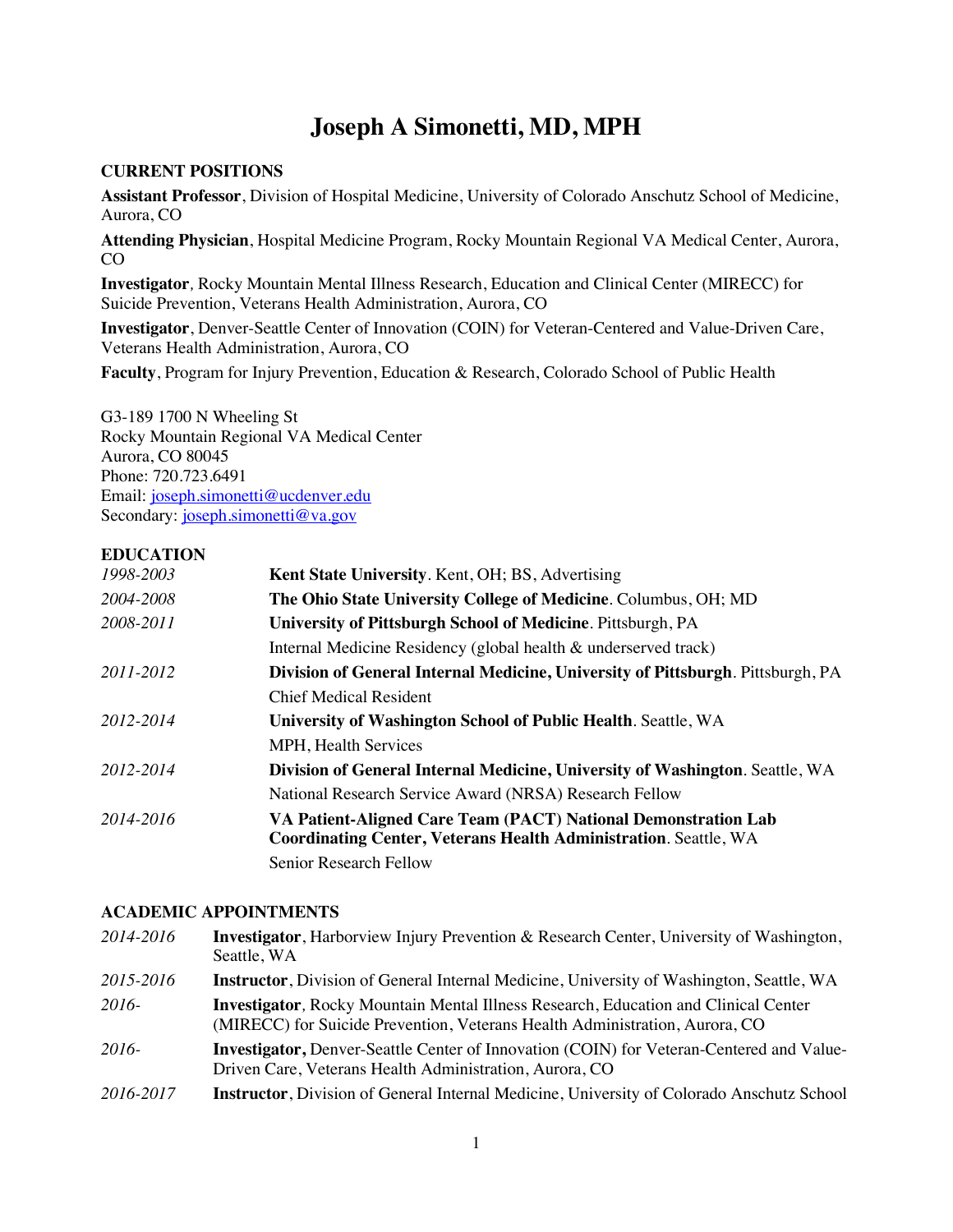# Joseph A Simonetti, MD, MPH

## CURRENT POSITIONS

**Assistant Professor**, Division of Hospital Medicine, University of Colorado Anschutz School of Medicine, Aurora, CO

**Attending Physician**, Hospital Medicine Program, Rocky Mountain Regional VA Medical Center, Aurora, CO

**Investigator**, Rocky Mountain Mental Illness Research, Education and Clinical Center (MIRECC) for Suicide Prevention, Veterans Health Administration, Aurora, CO

**Investigator**, Denver-Seattle Center of Innovation (COIN) for Veteran-Centered and Value-Driven Care, Veterans Health Administration, Aurora, CO

**Faculty**, Program for Injury Prevention, Education & Research, Colorado School of Public Health

G3-189 1700 N Wheeling St
Rocky Mountain Regional VA Medical Center
Aurora, CO 80045
Phone: 720.723.6491
Email: joseph.simonetti@ucdenver.edu
Secondary: joseph.simonetti@va.gov

## EDUCATION

| | |
|---|---|
| *1998-2003* | **Kent State University**. Kent, OH; BS, Advertising |
| *2004-2008* | **The Ohio State University College of Medicine**. Columbus, OH; MD |
| *2008-2011* | **University of Pittsburgh School of Medicine**. Pittsburgh, PA<br>Internal Medicine Residency (global health & underserved track) |
| *2011-2012* | **Division of General Internal Medicine, University of Pittsburgh**. Pittsburgh, PA<br>Chief Medical Resident |
| *2012-2014* | **University of Washington School of Public Health**. Seattle, WA<br>MPH, Health Services |
| *2012-2014* | **Division of General Internal Medicine, University of Washington**. Seattle, WA<br>National Research Service Award (NRSA) Research Fellow |
| *2014-2016* | **VA Patient-Aligned Care Team (PACT) National Demonstration Lab Coordinating Center, Veterans Health Administration**. Seattle, WA<br>Senior Research Fellow |

## ACADEMIC APPOINTMENTS

| | |
|---|---|
| *2014-2016* | **Investigator**, Harborview Injury Prevention & Research Center, University of Washington, Seattle, WA |
| *2015-2016* | **Instructor**, Division of General Internal Medicine, University of Washington, Seattle, WA |
| *2016-* | **Investigator**, Rocky Mountain Mental Illness Research, Education and Clinical Center (MIRECC) for Suicide Prevention, Veterans Health Administration, Aurora, CO |
| *2016-* | **Investigator,** Denver-Seattle Center of Innovation (COIN) for Veteran-Centered and Value-Driven Care, Veterans Health Administration, Aurora, CO |
| *2016-2017* | **Instructor**, Division of General Internal Medicine, University of Colorado Anschutz School |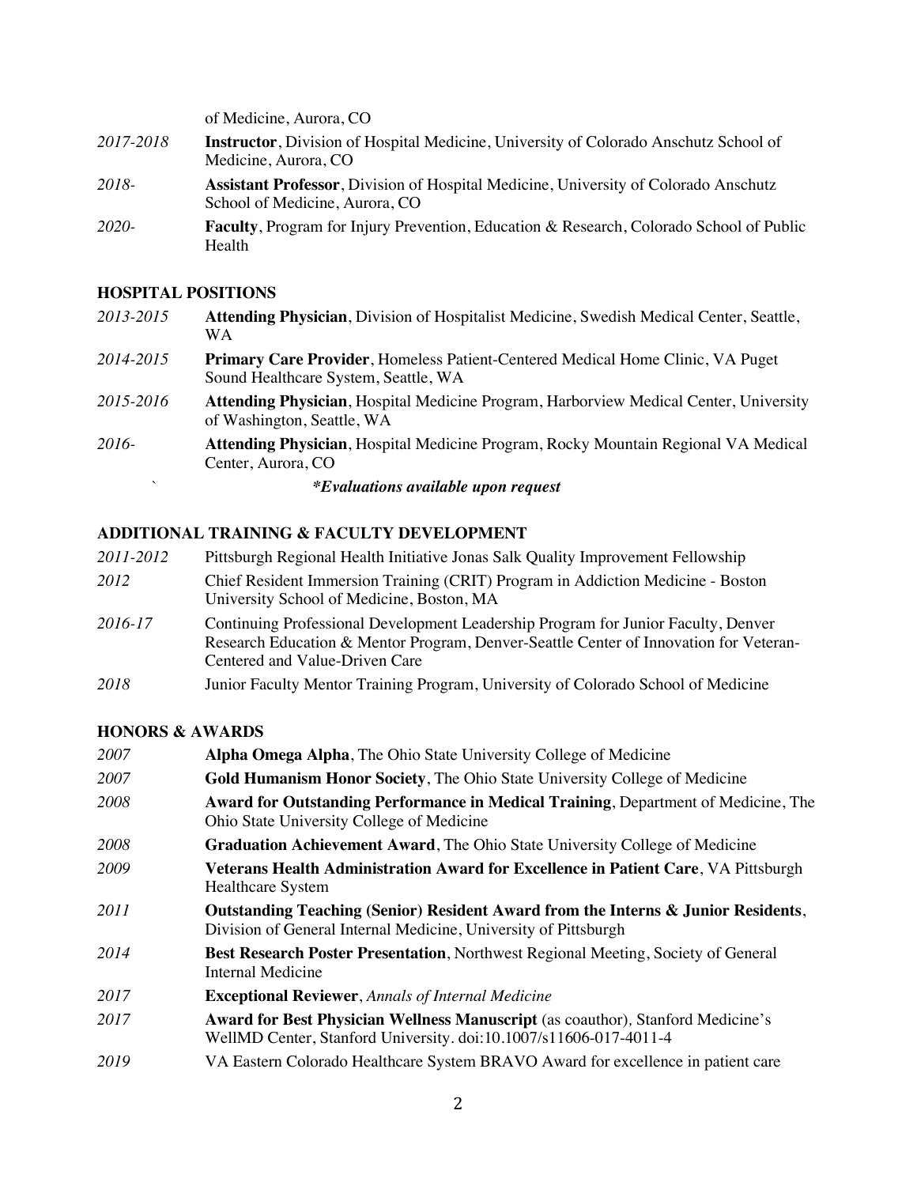of Medicine, Aurora, CO

*2017-2018* **Instructor**, Division of Hospital Medicine, University of Colorado Anschutz School of Medicine, Aurora, CO

*2018-* **Assistant Professor**, Division of Hospital Medicine, University of Colorado Anschutz School of Medicine, Aurora, CO

*2020-* **Faculty**, Program for Injury Prevention, Education & Research, Colorado School of Public Health

## HOSPITAL POSITIONS

*2013-2015* **Attending Physician**, Division of Hospitalist Medicine, Swedish Medical Center, Seattle, WA

*2014-2015* **Primary Care Provider**, Homeless Patient-Centered Medical Home Clinic, VA Puget Sound Healthcare System, Seattle, WA

*2015-2016* **Attending Physician**, Hospital Medicine Program, Harborview Medical Center, University of Washington, Seattle, WA

*2016-* **Attending Physician**, Hospital Medicine Program, Rocky Mountain Regional VA Medical Center, Aurora, CO

` ***Evaluations available upon request***

## ADDITIONAL TRAINING & FACULTY DEVELOPMENT

*2011-2012* Pittsburgh Regional Health Initiative Jonas Salk Quality Improvement Fellowship

*2012* Chief Resident Immersion Training (CRIT) Program in Addiction Medicine - Boston University School of Medicine, Boston, MA

*2016-17* Continuing Professional Development Leadership Program for Junior Faculty, Denver Research Education & Mentor Program, Denver-Seattle Center of Innovation for Veteran-Centered and Value-Driven Care

*2018* Junior Faculty Mentor Training Program, University of Colorado School of Medicine

## HONORS & AWARDS

*2007* **Alpha Omega Alpha**, The Ohio State University College of Medicine

*2007* **Gold Humanism Honor Society**, The Ohio State University College of Medicine

*2008* **Award for Outstanding Performance in Medical Training**, Department of Medicine, The Ohio State University College of Medicine

*2008* **Graduation Achievement Award**, The Ohio State University College of Medicine

*2009* **Veterans Health Administration Award for Excellence in Patient Care**, VA Pittsburgh Healthcare System

*2011* **Outstanding Teaching (Senior) Resident Award from the Interns & Junior Residents**, Division of General Internal Medicine, University of Pittsburgh

*2014* **Best Research Poster Presentation**, Northwest Regional Meeting, Society of General Internal Medicine

*2017* **Exceptional Reviewer**, *Annals of Internal Medicine*

*2017* **Award for Best Physician Wellness Manuscript** (as coauthor), Stanford Medicine's WellMD Center, Stanford University. doi:10.1007/s11606-017-4011-4

*2019* VA Eastern Colorado Healthcare System BRAVO Award for excellence in patient care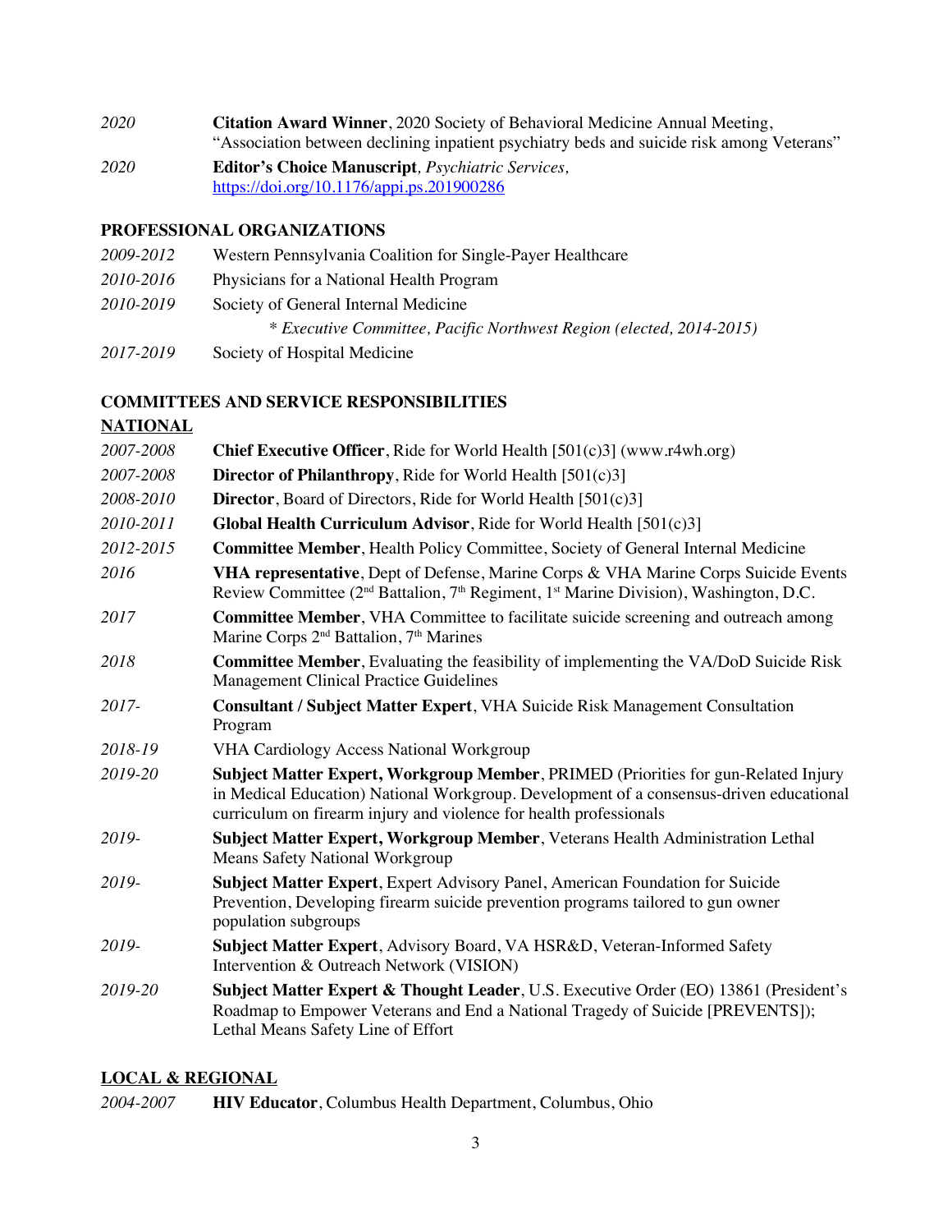*2020* **Citation Award Winner**, 2020 Society of Behavioral Medicine Annual Meeting, "Association between declining inpatient psychiatry beds and suicide risk among Veterans"

*2020* **Editor's Choice Manuscript***, Psychiatric Services,* https://doi.org/10.1176/appi.ps.201900286

## PROFESSIONAL ORGANIZATIONS

*2009-2012* Western Pennsylvania Coalition for Single-Payer Healthcare

*2010-2016* Physicians for a National Health Program

*2010-2019* Society of General Internal Medicine
   * *Executive Committee, Pacific Northwest Region (elected, 2014-2015)*

*2017-2019* Society of Hospital Medicine

## COMMITTEES AND SERVICE RESPONSIBILITIES

### NATIONAL

*2007-2008* **Chief Executive Officer**, Ride for World Health [501(c)3] (www.r4wh.org)

*2007-2008* **Director of Philanthropy**, Ride for World Health [501(c)3]

*2008-2010* **Director**, Board of Directors, Ride for World Health [501(c)3]

*2010-2011* **Global Health Curriculum Advisor**, Ride for World Health [501(c)3]

*2012-2015* **Committee Member**, Health Policy Committee, Society of General Internal Medicine

*2016* **VHA representative**, Dept of Defense, Marine Corps & VHA Marine Corps Suicide Events Review Committee (2nd Battalion, 7th Regiment, 1st Marine Division), Washington, D.C.

*2017* **Committee Member**, VHA Committee to facilitate suicide screening and outreach among Marine Corps 2nd Battalion, 7th Marines

*2018* **Committee Member**, Evaluating the feasibility of implementing the VA/DoD Suicide Risk Management Clinical Practice Guidelines

*2017-* **Consultant / Subject Matter Expert**, VHA Suicide Risk Management Consultation Program

*2018-19* VHA Cardiology Access National Workgroup

*2019-20* **Subject Matter Expert, Workgroup Member**, PRIMED (Priorities for gun-Related Injury in Medical Education) National Workgroup. Development of a consensus-driven educational curriculum on firearm injury and violence for health professionals

*2019-* **Subject Matter Expert, Workgroup Member**, Veterans Health Administration Lethal Means Safety National Workgroup

*2019-* **Subject Matter Expert**, Expert Advisory Panel, American Foundation for Suicide Prevention, Developing firearm suicide prevention programs tailored to gun owner population subgroups

*2019-* **Subject Matter Expert**, Advisory Board, VA HSR&D, Veteran-Informed Safety Intervention & Outreach Network (VISION)

*2019-20* **Subject Matter Expert & Thought Leader**, U.S. Executive Order (EO) 13861 (President's Roadmap to Empower Veterans and End a National Tragedy of Suicide [PREVENTS]); Lethal Means Safety Line of Effort

### LOCAL & REGIONAL

*2004-2007* **HIV Educator**, Columbus Health Department, Columbus, Ohio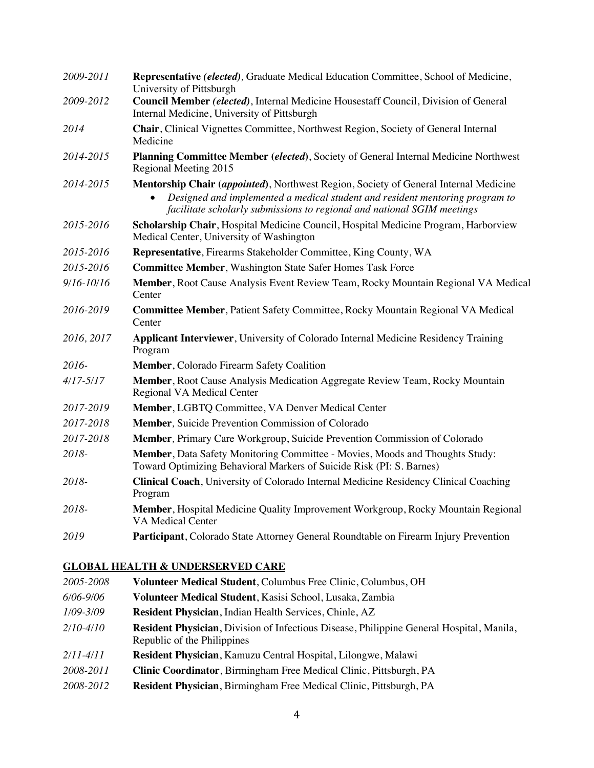*2009-2011* **Representative *(elected)*,** Graduate Medical Education Committee, School of Medicine, University of Pittsburgh

*2009-2012* **Council Member *(elected)***, Internal Medicine Housestaff Council, Division of General Internal Medicine, University of Pittsburgh

*2014* **Chair**, Clinical Vignettes Committee, Northwest Region, Society of General Internal Medicine

*2014-2015* **Planning Committee Member (*elected*)**, Society of General Internal Medicine Northwest Regional Meeting 2015

*2014-2015* **Mentorship Chair (*appointed*)**, Northwest Region, Society of General Internal Medicine

- *Designed and implemented a medical student and resident mentoring program to facilitate scholarly submissions to regional and national SGIM meetings*

*2015-2016* **Scholarship Chair**, Hospital Medicine Council, Hospital Medicine Program, Harborview Medical Center, University of Washington

*2015-2016* **Representative**, Firearms Stakeholder Committee, King County, WA

*2015-2016* **Committee Member**, Washington State Safer Homes Task Force

*9/16-10/16* **Member**, Root Cause Analysis Event Review Team, Rocky Mountain Regional VA Medical Center

*2016-2019* **Committee Member**, Patient Safety Committee, Rocky Mountain Regional VA Medical Center

*2016, 2017* **Applicant Interviewer**, University of Colorado Internal Medicine Residency Training Program

*2016-* **Member**, Colorado Firearm Safety Coalition

*4/17-5/17* **Member**, Root Cause Analysis Medication Aggregate Review Team, Rocky Mountain Regional VA Medical Center

*2017-2019* **Member**, LGBTQ Committee, VA Denver Medical Center

*2017-2018* **Member***,* Suicide Prevention Commission of Colorado

*2017-2018* **Member***,* Primary Care Workgroup, Suicide Prevention Commission of Colorado

*2018-* **Member**, Data Safety Monitoring Committee - Movies, Moods and Thoughts Study: Toward Optimizing Behavioral Markers of Suicide Risk (PI: S. Barnes)

*2018-* **Clinical Coach**, University of Colorado Internal Medicine Residency Clinical Coaching Program

*2018-* **Member**, Hospital Medicine Quality Improvement Workgroup, Rocky Mountain Regional VA Medical Center

*2019* **Participant**, Colorado State Attorney General Roundtable on Firearm Injury Prevention

## GLOBAL HEALTH & UNDERSERVED CARE

*2005-2008* **Volunteer Medical Student**, Columbus Free Clinic, Columbus, OH

*6/06-9/06* **Volunteer Medical Student**, Kasisi School, Lusaka, Zambia

*1/09-3/09* **Resident Physician**, Indian Health Services, Chinle, AZ

*2/10-4/10* **Resident Physician**, Division of Infectious Disease, Philippine General Hospital, Manila, Republic of the Philippines

*2/11-4/11* **Resident Physician**, Kamuzu Central Hospital, Lilongwe, Malawi

*2008-2011* **Clinic Coordinator**, Birmingham Free Medical Clinic, Pittsburgh, PA

*2008-2012* **Resident Physician**, Birmingham Free Medical Clinic, Pittsburgh, PA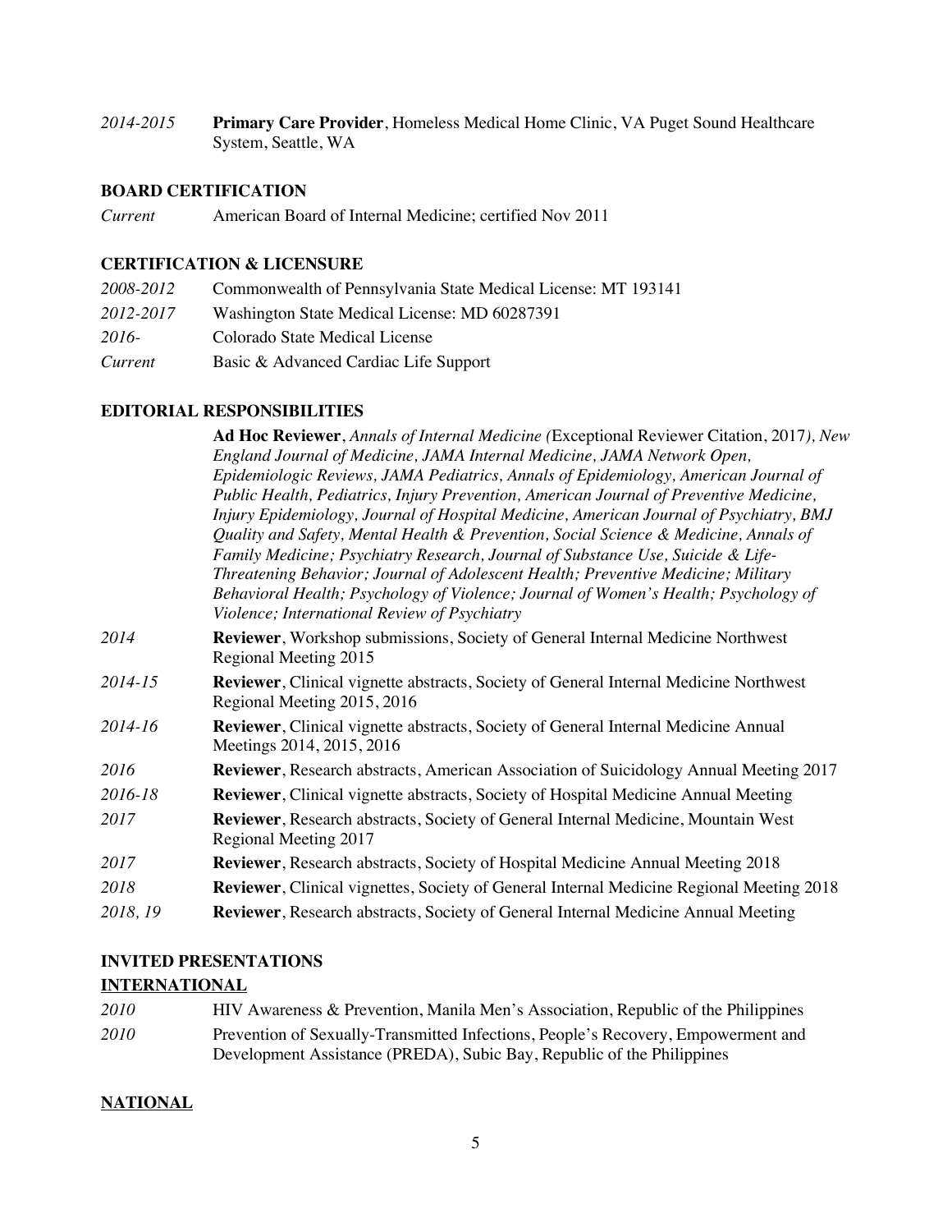*2014-2015* **Primary Care Provider**, Homeless Medical Home Clinic, VA Puget Sound Healthcare System, Seattle, WA

### BOARD CERTIFICATION

*Current* American Board of Internal Medicine; certified Nov 2011

### CERTIFICATION & LICENSURE

*2008-2012* Commonwealth of Pennsylvania State Medical License: MT 193141

*2012-2017* Washington State Medical License: MD 60287391

*2016-* Colorado State Medical License

*Current* Basic & Advanced Cardiac Life Support

### EDITORIAL RESPONSIBILITIES

**Ad Hoc Reviewer**, *Annals of Internal Medicine (*Exceptional Reviewer Citation, 2017*), New England Journal of Medicine, JAMA Internal Medicine, JAMA Network Open, Epidemiologic Reviews, JAMA Pediatrics, Annals of Epidemiology, American Journal of Public Health, Pediatrics, Injury Prevention, American Journal of Preventive Medicine, Injury Epidemiology, Journal of Hospital Medicine, American Journal of Psychiatry, BMJ Quality and Safety, Mental Health & Prevention, Social Science & Medicine, Annals of Family Medicine; Psychiatry Research, Journal of Substance Use, Suicide & Life-Threatening Behavior; Journal of Adolescent Health; Preventive Medicine; Military Behavioral Health; Psychology of Violence; Journal of Women's Health; Psychology of Violence; International Review of Psychiatry*

*2014* **Reviewer**, Workshop submissions, Society of General Internal Medicine Northwest Regional Meeting 2015

*2014-15* **Reviewer**, Clinical vignette abstracts, Society of General Internal Medicine Northwest Regional Meeting 2015, 2016

*2014-16* **Reviewer**, Clinical vignette abstracts, Society of General Internal Medicine Annual Meetings 2014, 2015, 2016

*2016* **Reviewer**, Research abstracts, American Association of Suicidology Annual Meeting 2017

*2016-18* **Reviewer**, Clinical vignette abstracts, Society of Hospital Medicine Annual Meeting

*2017* **Reviewer**, Research abstracts, Society of General Internal Medicine, Mountain West Regional Meeting 2017

*2017* **Reviewer**, Research abstracts, Society of Hospital Medicine Annual Meeting 2018

*2018* **Reviewer**, Clinical vignettes, Society of General Internal Medicine Regional Meeting 2018

*2018, 19* **Reviewer**, Research abstracts, Society of General Internal Medicine Annual Meeting

### INVITED PRESENTATIONS

#### INTERNATIONAL

*2010* HIV Awareness & Prevention, Manila Men's Association, Republic of the Philippines

*2010* Prevention of Sexually-Transmitted Infections, People's Recovery, Empowerment and Development Assistance (PREDA), Subic Bay, Republic of the Philippines

#### NATIONAL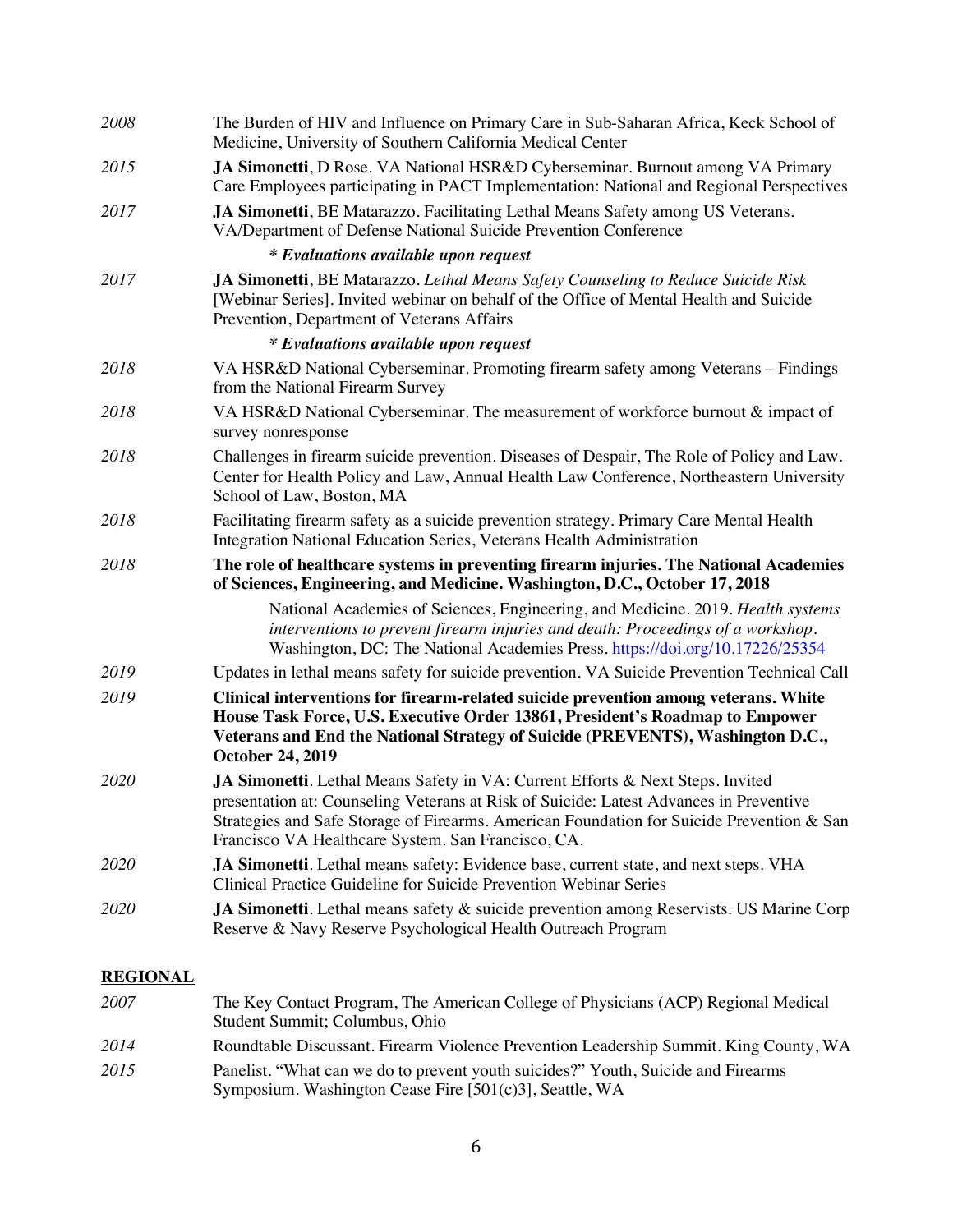2008 The Burden of HIV and Influence on Primary Care in Sub-Saharan Africa, Keck School of Medicine, University of Southern California Medical Center

2015 **JA Simonetti**, D Rose. VA National HSR&D Cyberseminar. Burnout among VA Primary Care Employees participating in PACT Implementation: National and Regional Perspectives

2017 **JA Simonetti**, BE Matarazzo. Facilitating Lethal Means Safety among US Veterans. VA/Department of Defense National Suicide Prevention Conference

***\* Evaluations available upon request***

2017 **JA Simonetti**, BE Matarazzo. *Lethal Means Safety Counseling to Reduce Suicide Risk* [Webinar Series]. Invited webinar on behalf of the Office of Mental Health and Suicide Prevention, Department of Veterans Affairs

***\* Evaluations available upon request***

2018 VA HSR&D National Cyberseminar. Promoting firearm safety among Veterans – Findings from the National Firearm Survey

2018 VA HSR&D National Cyberseminar. The measurement of workforce burnout & impact of survey nonresponse

2018 Challenges in firearm suicide prevention. Diseases of Despair, The Role of Policy and Law. Center for Health Policy and Law, Annual Health Law Conference, Northeastern University School of Law, Boston, MA

2018 Facilitating firearm safety as a suicide prevention strategy. Primary Care Mental Health Integration National Education Series, Veterans Health Administration

2018 **The role of healthcare systems in preventing firearm injuries. The National Academies of Sciences, Engineering, and Medicine. Washington, D.C., October 17, 2018**

National Academies of Sciences, Engineering, and Medicine. 2019. *Health systems interventions to prevent firearm injuries and death: Proceedings of a workshop*. Washington, DC: The National Academies Press. https://doi.org/10.17226/25354

2019 Updates in lethal means safety for suicide prevention. VA Suicide Prevention Technical Call

2019 **Clinical interventions for firearm-related suicide prevention among veterans. White House Task Force, U.S. Executive Order 13861, President's Roadmap to Empower Veterans and End the National Strategy of Suicide (PREVENTS), Washington D.C., October 24, 2019**

2020 **JA Simonetti**. Lethal Means Safety in VA: Current Efforts & Next Steps. Invited presentation at: Counseling Veterans at Risk of Suicide: Latest Advances in Preventive Strategies and Safe Storage of Firearms. American Foundation for Suicide Prevention & San Francisco VA Healthcare System. San Francisco, CA.

2020 **JA Simonetti**. Lethal means safety: Evidence base, current state, and next steps. VHA Clinical Practice Guideline for Suicide Prevention Webinar Series

2020 **JA Simonetti**. Lethal means safety & suicide prevention among Reservists. US Marine Corp Reserve & Navy Reserve Psychological Health Outreach Program

## REGIONAL

2007 The Key Contact Program, The American College of Physicians (ACP) Regional Medical Student Summit; Columbus, Ohio

2014 Roundtable Discussant. Firearm Violence Prevention Leadership Summit. King County, WA

2015 Panelist. "What can we do to prevent youth suicides?" Youth, Suicide and Firearms Symposium. Washington Cease Fire [501(c)3], Seattle, WA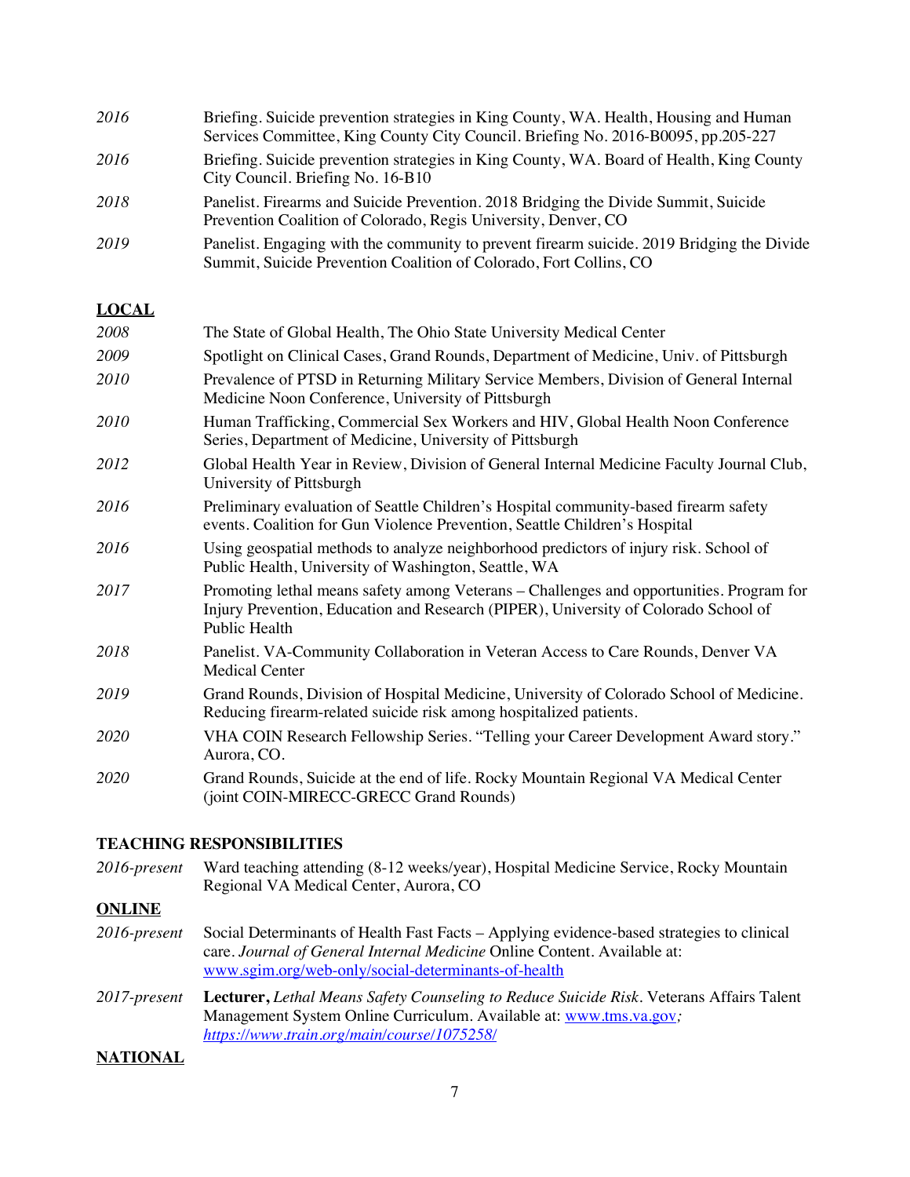*2016* Briefing. Suicide prevention strategies in King County, WA. Health, Housing and Human Services Committee, King County City Council. Briefing No. 2016-B0095, pp.205-227

*2016* Briefing. Suicide prevention strategies in King County, WA. Board of Health, King County City Council. Briefing No. 16-B10

*2018* Panelist. Firearms and Suicide Prevention. 2018 Bridging the Divide Summit, Suicide Prevention Coalition of Colorado, Regis University, Denver, CO

*2019* Panelist. Engaging with the community to prevent firearm suicide. 2019 Bridging the Divide Summit, Suicide Prevention Coalition of Colorado, Fort Collins, CO

**LOCAL**

*2008* The State of Global Health, The Ohio State University Medical Center

*2009* Spotlight on Clinical Cases, Grand Rounds, Department of Medicine, Univ. of Pittsburgh

*2010* Prevalence of PTSD in Returning Military Service Members, Division of General Internal Medicine Noon Conference, University of Pittsburgh

*2010* Human Trafficking, Commercial Sex Workers and HIV, Global Health Noon Conference Series, Department of Medicine, University of Pittsburgh

*2012* Global Health Year in Review, Division of General Internal Medicine Faculty Journal Club, University of Pittsburgh

*2016* Preliminary evaluation of Seattle Children's Hospital community-based firearm safety events. Coalition for Gun Violence Prevention, Seattle Children's Hospital

*2016* Using geospatial methods to analyze neighborhood predictors of injury risk. School of Public Health, University of Washington, Seattle, WA

*2017* Promoting lethal means safety among Veterans – Challenges and opportunities. Program for Injury Prevention, Education and Research (PIPER), University of Colorado School of Public Health

*2018* Panelist. VA-Community Collaboration in Veteran Access to Care Rounds, Denver VA Medical Center

*2019* Grand Rounds, Division of Hospital Medicine, University of Colorado School of Medicine. Reducing firearm-related suicide risk among hospitalized patients.

*2020* VHA COIN Research Fellowship Series. "Telling your Career Development Award story." Aurora, CO.

*2020* Grand Rounds, Suicide at the end of life. Rocky Mountain Regional VA Medical Center (joint COIN-MIRECC-GRECC Grand Rounds)

## TEACHING RESPONSIBILITIES

*2016-present* Ward teaching attending (8-12 weeks/year), Hospital Medicine Service, Rocky Mountain Regional VA Medical Center, Aurora, CO

**ONLINE**

*2016-present* Social Determinants of Health Fast Facts – Applying evidence-based strategies to clinical care. *Journal of General Internal Medicine* Online Content. Available at: www.sgim.org/web-only/social-determinants-of-health

*2017-present* **Lecturer,** *Lethal Means Safety Counseling to Reduce Suicide Risk*. Veterans Affairs Talent Management System Online Curriculum. Available at: www.tms.va.gov*; https://www.train.org/main/course/1075258/*

**NATIONAL**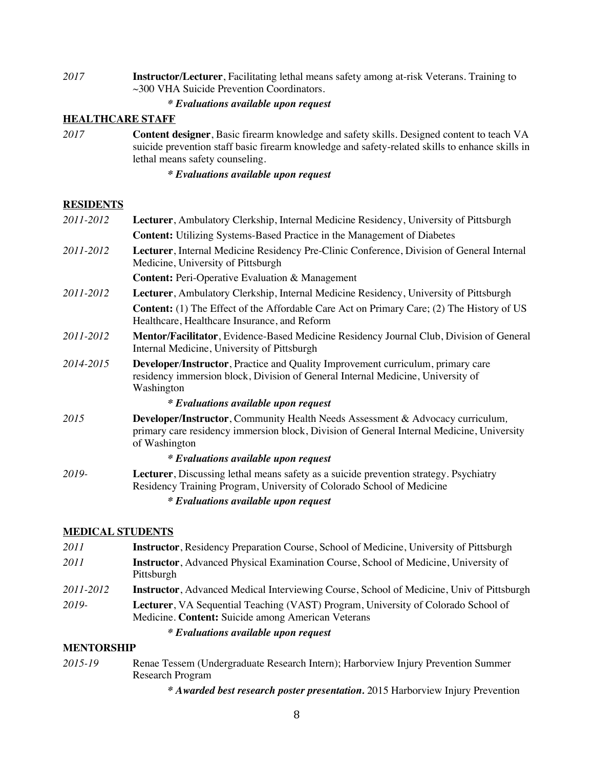2017 **Instructor/Lecturer**, Facilitating lethal means safety among at-risk Veterans. Training to ~300 VHA Suicide Prevention Coordinators.

***\* Evaluations available upon request***

**HEALTHCARE STAFF**

2017 **Content designer**, Basic firearm knowledge and safety skills. Designed content to teach VA suicide prevention staff basic firearm knowledge and safety-related skills to enhance skills in lethal means safety counseling.

***\* Evaluations available upon request***

**RESIDENTS**

2011-2012 **Lecturer**, Ambulatory Clerkship, Internal Medicine Residency, University of Pittsburgh
**Content:** Utilizing Systems-Based Practice in the Management of Diabetes

2011-2012 **Lecturer**, Internal Medicine Residency Pre-Clinic Conference, Division of General Internal Medicine, University of Pittsburgh
**Content:** Peri-Operative Evaluation & Management

2011-2012 **Lecturer**, Ambulatory Clerkship, Internal Medicine Residency, University of Pittsburgh
**Content:** (1) The Effect of the Affordable Care Act on Primary Care; (2) The History of US Healthcare, Healthcare Insurance, and Reform

2011-2012 **Mentor/Facilitator**, Evidence-Based Medicine Residency Journal Club, Division of General Internal Medicine, University of Pittsburgh

2014-2015 **Developer/Instructor**, Practice and Quality Improvement curriculum, primary care residency immersion block, Division of General Internal Medicine, University of Washington

***\* Evaluations available upon request***

2015 **Developer/Instructor**, Community Health Needs Assessment & Advocacy curriculum, primary care residency immersion block, Division of General Internal Medicine, University of Washington

***\* Evaluations available upon request***

2019- **Lecturer**, Discussing lethal means safety as a suicide prevention strategy. Psychiatry Residency Training Program, University of Colorado School of Medicine

***\* Evaluations available upon request***

**MEDICAL STUDENTS**

2011 **Instructor**, Residency Preparation Course, School of Medicine, University of Pittsburgh

2011 **Instructor**, Advanced Physical Examination Course, School of Medicine, University of Pittsburgh

2011-2012 **Instructor**, Advanced Medical Interviewing Course, School of Medicine, Univ of Pittsburgh

2019- **Lecturer**, VA Sequential Teaching (VAST) Program, University of Colorado School of Medicine. **Content:** Suicide among American Veterans

***\* Evaluations available upon request***

**MENTORSHIP**

2015-19 Renae Tessem (Undergraduate Research Intern); Harborview Injury Prevention Summer Research Program

***\* Awarded best research poster presentation.*** 2015 Harborview Injury Prevention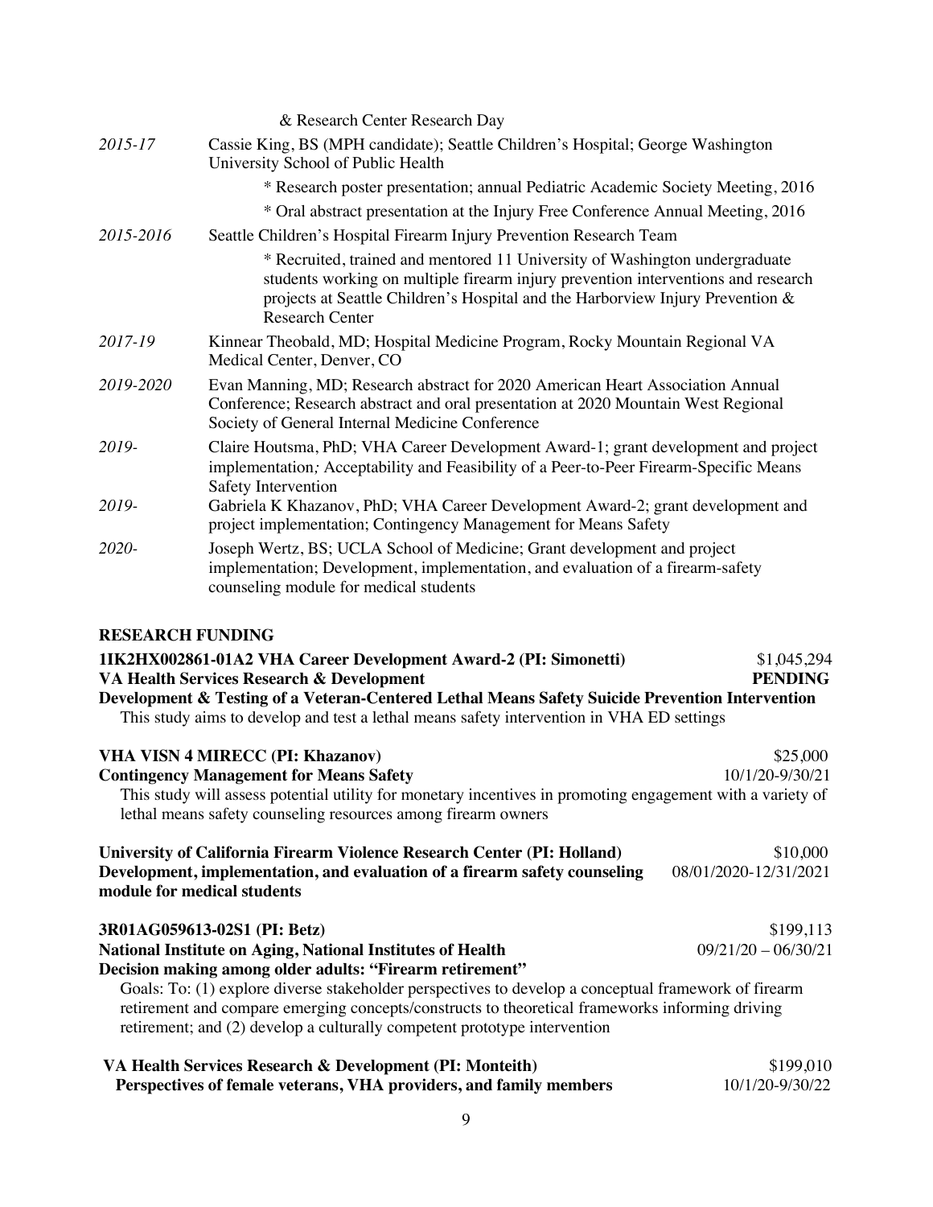& Research Center Research Day

*2015-17* Cassie King, BS (MPH candidate); Seattle Children's Hospital; George Washington University School of Public Health

* Research poster presentation; annual Pediatric Academic Society Meeting, 2016
* Oral abstract presentation at the Injury Free Conference Annual Meeting, 2016

*2015-2016* Seattle Children's Hospital Firearm Injury Prevention Research Team

* Recruited, trained and mentored 11 University of Washington undergraduate students working on multiple firearm injury prevention interventions and research projects at Seattle Children's Hospital and the Harborview Injury Prevention & Research Center

*2017-19* Kinnear Theobald, MD; Hospital Medicine Program, Rocky Mountain Regional VA Medical Center, Denver, CO

*2019-2020* Evan Manning, MD; Research abstract for 2020 American Heart Association Annual Conference; Research abstract and oral presentation at 2020 Mountain West Regional Society of General Internal Medicine Conference

*2019-* Claire Houtsma, PhD; VHA Career Development Award-1; grant development and project implementation*;* Acceptability and Feasibility of a Peer-to-Peer Firearm-Specific Means Safety Intervention

*2019-* Gabriela K Khazanov, PhD; VHA Career Development Award-2; grant development and project implementation; Contingency Management for Means Safety

*2020-* Joseph Wertz, BS; UCLA School of Medicine; Grant development and project implementation; Development, implementation, and evaluation of a firearm-safety counseling module for medical students

## RESEARCH FUNDING

**1IK2HX002861-01A2 VHA Career Development Award-2 (PI: Simonetti)** $1,045,294
**VA Health Services Research & Development** **PENDING**
**Development & Testing of a Veteran-Centered Lethal Means Safety Suicide Prevention Intervention**
This study aims to develop and test a lethal means safety intervention in VHA ED settings

**VHA VISN 4 MIRECC (PI: Khazanov)** $25,000
**Contingency Management for Means Safety** 10/1/20-9/30/21
This study will assess potential utility for monetary incentives in promoting engagement with a variety of lethal means safety counseling resources among firearm owners

**University of California Firearm Violence Research Center (PI: Holland)** $10,000
**Development, implementation, and evaluation of a firearm safety counseling module for medical students** 08/01/2020-12/31/2021

**3R01AG059613-02S1 (PI: Betz)** $199,113
**National Institute on Aging, National Institutes of Health** 09/21/20 – 06/30/21
**Decision making among older adults: "Firearm retirement"**
Goals: To: (1) explore diverse stakeholder perspectives to develop a conceptual framework of firearm retirement and compare emerging concepts/constructs to theoretical frameworks informing driving retirement; and (2) develop a culturally competent prototype intervention

**VA Health Services Research & Development (PI: Monteith)** $199,010
**Perspectives of female veterans, VHA providers, and family members** 10/1/20-9/30/22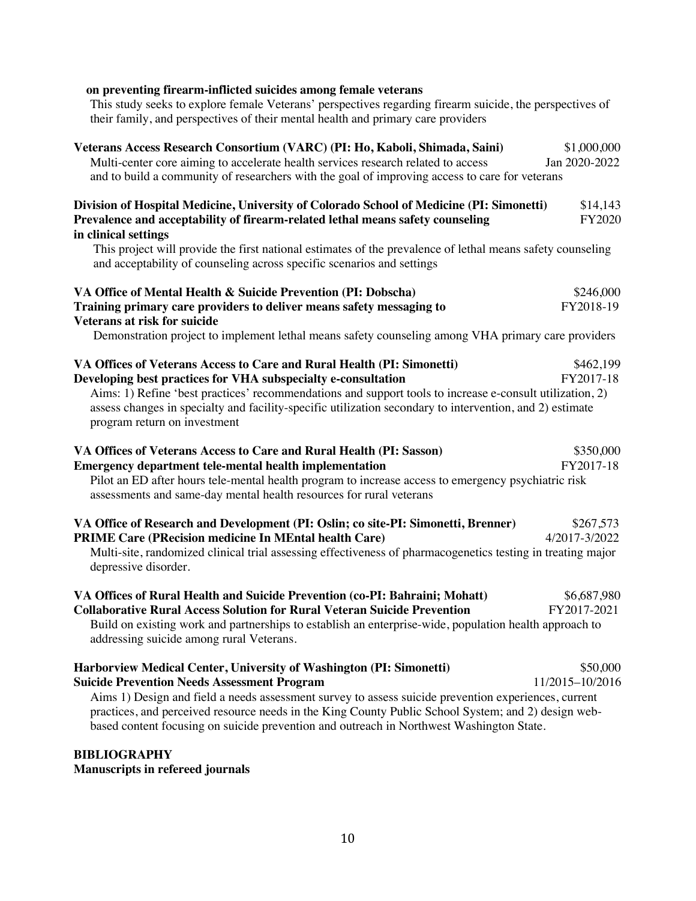**on preventing firearm-inflicted suicides among female veterans**
This study seeks to explore female Veterans' perspectives regarding firearm suicide, the perspectives of their family, and perspectives of their mental health and primary care providers

**Veterans Access Research Consortium (VARC) (PI: Ho, Kaboli, Shimada, Saini)** $1,000,000
Multi-center core aiming to accelerate health services research related to access Jan 2020-2022
and to build a community of researchers with the goal of improving access to care for veterans

**Division of Hospital Medicine, University of Colorado School of Medicine (PI: Simonetti)** $14,143
**Prevalence and acceptability of firearm-related lethal means safety counseling in clinical settings** FY2020
This project will provide the first national estimates of the prevalence of lethal means safety counseling and acceptability of counseling across specific scenarios and settings

**VA Office of Mental Health & Suicide Prevention (PI: Dobscha)** $246,000
**Training primary care providers to deliver means safety messaging to Veterans at risk for suicide** FY2018-19
Demonstration project to implement lethal means safety counseling among VHA primary care providers

**VA Offices of Veterans Access to Care and Rural Health (PI: Simonetti)** $462,199
**Developing best practices for VHA subspecialty e-consultation** FY2017-18
Aims: 1) Refine 'best practices' recommendations and support tools to increase e-consult utilization, 2) assess changes in specialty and facility-specific utilization secondary to intervention, and 2) estimate program return on investment

**VA Offices of Veterans Access to Care and Rural Health (PI: Sasson)** $350,000
**Emergency department tele-mental health implementation** FY2017-18
Pilot an ED after hours tele-mental health program to increase access to emergency psychiatric risk assessments and same-day mental health resources for rural veterans

**VA Office of Research and Development (PI: Oslin; co site-PI: Simonetti, Brenner)** $267,573
**PRIME Care (PRecision medicine In MEntal health Care)** 4/2017-3/2022
Multi-site, randomized clinical trial assessing effectiveness of pharmacogenetics testing in treating major depressive disorder.

**VA Offices of Rural Health and Suicide Prevention (co-PI: Bahraini; Mohatt)** $6,687,980
**Collaborative Rural Access Solution for Rural Veteran Suicide Prevention** FY2017-2021
Build on existing work and partnerships to establish an enterprise-wide, population health approach to addressing suicide among rural Veterans.

**Harborview Medical Center, University of Washington (PI: Simonetti)** $50,000
**Suicide Prevention Needs Assessment Program** 11/2015–10/2016
Aims 1) Design and field a needs assessment survey to assess suicide prevention experiences, current practices, and perceived resource needs in the King County Public School System; and 2) design web-based content focusing on suicide prevention and outreach in Northwest Washington State.

**BIBLIOGRAPHY**

**Manuscripts in refereed journals**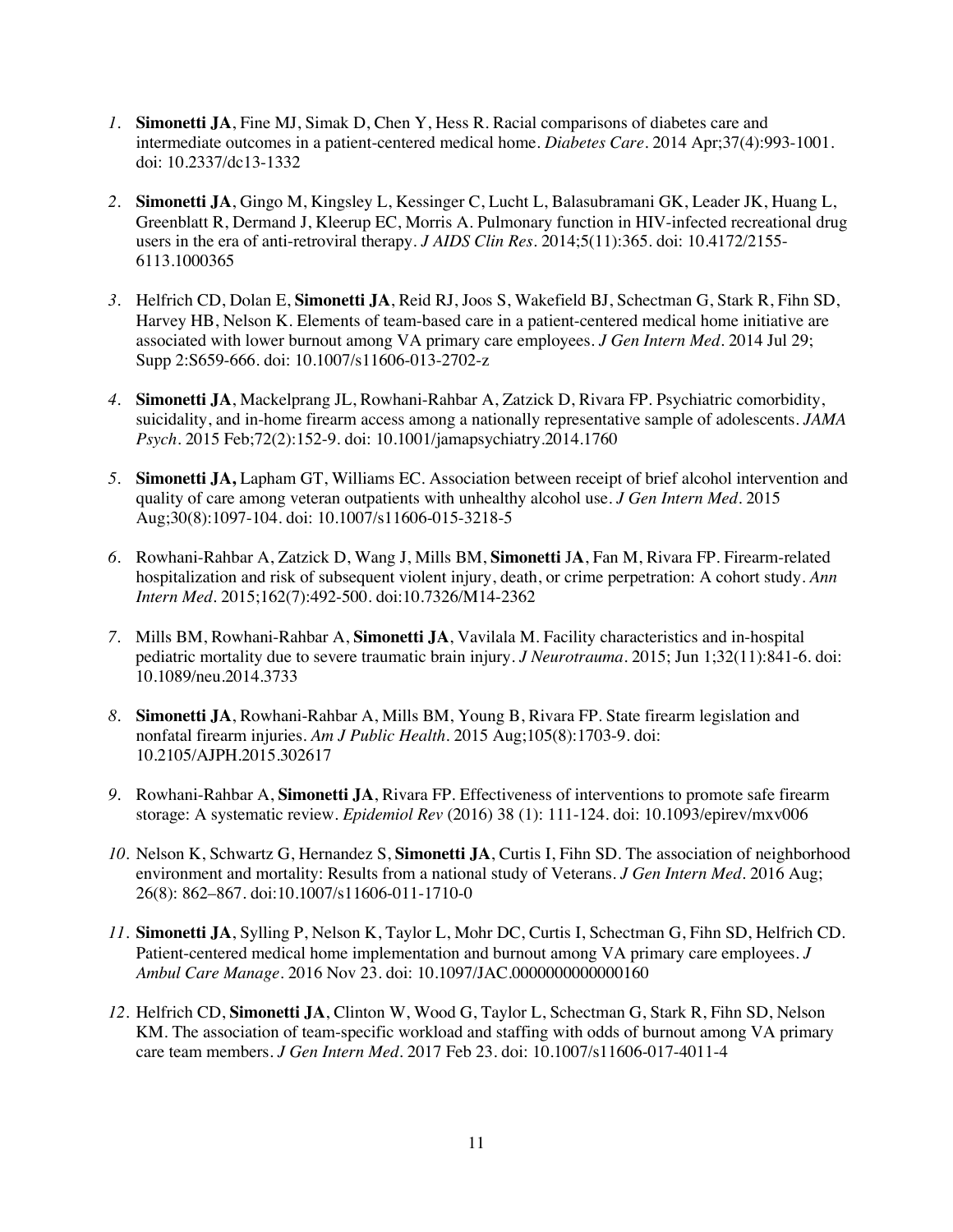1. **Simonetti JA**, Fine MJ, Simak D, Chen Y, Hess R. Racial comparisons of diabetes care and intermediate outcomes in a patient-centered medical home. *Diabetes Care*. 2014 Apr;37(4):993-1001. doi: 10.2337/dc13-1332

2. **Simonetti JA**, Gingo M, Kingsley L, Kessinger C, Lucht L, Balasubramani GK, Leader JK, Huang L, Greenblatt R, Dermand J, Kleerup EC, Morris A. Pulmonary function in HIV-infected recreational drug users in the era of anti-retroviral therapy. *J AIDS Clin Res*. 2014;5(11):365. doi: 10.4172/2155-6113.1000365

3. Helfrich CD, Dolan E, **Simonetti JA**, Reid RJ, Joos S, Wakefield BJ, Schectman G, Stark R, Fihn SD, Harvey HB, Nelson K. Elements of team-based care in a patient-centered medical home initiative are associated with lower burnout among VA primary care employees. *J Gen Intern Med*. 2014 Jul 29; Supp 2:S659-666. doi: 10.1007/s11606-013-2702-z

4. **Simonetti JA**, Mackelprang JL, Rowhani-Rahbar A, Zatzick D, Rivara FP. Psychiatric comorbidity, suicidality, and in-home firearm access among a nationally representative sample of adolescents. *JAMA Psych*. 2015 Feb;72(2):152-9. doi: 10.1001/jamapsychiatry.2014.1760

5. **Simonetti JA,** Lapham GT, Williams EC. Association between receipt of brief alcohol intervention and quality of care among veteran outpatients with unhealthy alcohol use. *J Gen Intern Med*. 2015 Aug;30(8):1097-104. doi: 10.1007/s11606-015-3218-5

6. Rowhani-Rahbar A, Zatzick D, Wang J, Mills BM, **Simonetti** JA, Fan M, Rivara FP. Firearm-related hospitalization and risk of subsequent violent injury, death, or crime perpetration: A cohort study. *Ann Intern Med*. 2015;162(7):492-500. doi:10.7326/M14-2362

7. Mills BM, Rowhani-Rahbar A, **Simonetti JA**, Vavilala M. Facility characteristics and in-hospital pediatric mortality due to severe traumatic brain injury. *J Neurotrauma*. 2015; Jun 1;32(11):841-6. doi: 10.1089/neu.2014.3733

8. **Simonetti JA**, Rowhani-Rahbar A, Mills BM, Young B, Rivara FP. State firearm legislation and nonfatal firearm injuries. *Am J Public Health*. 2015 Aug;105(8):1703-9. doi: 10.2105/AJPH.2015.302617

9. Rowhani-Rahbar A, **Simonetti JA**, Rivara FP. Effectiveness of interventions to promote safe firearm storage: A systematic review. *Epidemiol Rev* (2016) 38 (1): 111-124. doi: 10.1093/epirev/mxv006

10. Nelson K, Schwartz G, Hernandez S, **Simonetti JA**, Curtis I, Fihn SD. The association of neighborhood environment and mortality: Results from a national study of Veterans. *J Gen Intern Med*. 2016 Aug; 26(8): 862–867. doi:10.1007/s11606-011-1710-0

11. **Simonetti JA**, Sylling P, Nelson K, Taylor L, Mohr DC, Curtis I, Schectman G, Fihn SD, Helfrich CD. Patient-centered medical home implementation and burnout among VA primary care employees. *J Ambul Care Manage*. 2016 Nov 23. doi: 10.1097/JAC.0000000000000160

12. Helfrich CD, **Simonetti JA**, Clinton W, Wood G, Taylor L, Schectman G, Stark R, Fihn SD, Nelson KM. The association of team-specific workload and staffing with odds of burnout among VA primary care team members. *J Gen Intern Med*. 2017 Feb 23. doi: 10.1007/s11606-017-4011-4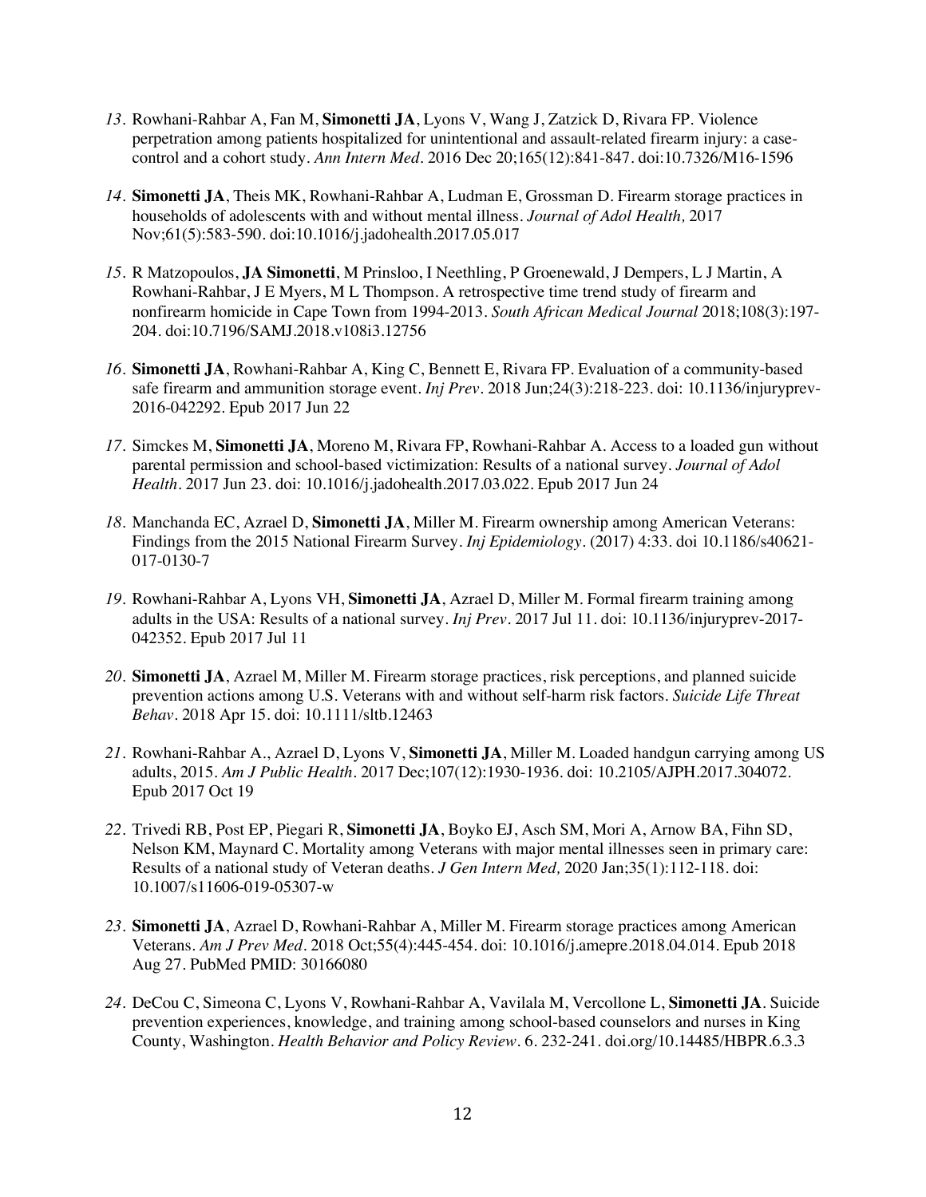*13.* Rowhani-Rahbar A, Fan M, **Simonetti JA**, Lyons V, Wang J, Zatzick D, Rivara FP. Violence perpetration among patients hospitalized for unintentional and assault-related firearm injury: a case-control and a cohort study. *Ann Intern Med*. 2016 Dec 20;165(12):841-847. doi:10.7326/M16-1596

*14.* **Simonetti JA**, Theis MK, Rowhani-Rahbar A, Ludman E, Grossman D. Firearm storage practices in households of adolescents with and without mental illness. *Journal of Adol Health,* 2017 Nov;61(5):583-590. doi:10.1016/j.jadohealth.2017.05.017

*15.* R Matzopoulos, **JA Simonetti**, M Prinsloo, I Neethling, P Groenewald, J Dempers, L J Martin, A Rowhani-Rahbar, J E Myers, M L Thompson. A retrospective time trend study of firearm and nonfirearm homicide in Cape Town from 1994-2013. *South African Medical Journal* 2018;108(3):197-204. doi:10.7196/SAMJ.2018.v108i3.12756

*16.* **Simonetti JA**, Rowhani-Rahbar A, King C, Bennett E, Rivara FP. Evaluation of a community-based safe firearm and ammunition storage event. *Inj Prev*. 2018 Jun;24(3):218-223. doi: 10.1136/injuryprev-2016-042292. Epub 2017 Jun 22

*17.* Simckes M, **Simonetti JA**, Moreno M, Rivara FP, Rowhani-Rahbar A. Access to a loaded gun without parental permission and school-based victimization: Results of a national survey. *Journal of Adol Health*. 2017 Jun 23. doi: 10.1016/j.jadohealth.2017.03.022. Epub 2017 Jun 24

*18.* Manchanda EC, Azrael D, **Simonetti JA**, Miller M. Firearm ownership among American Veterans: Findings from the 2015 National Firearm Survey. *Inj Epidemiology*. (2017) 4:33. doi 10.1186/s40621-017-0130-7

*19.* Rowhani-Rahbar A, Lyons VH, **Simonetti JA**, Azrael D, Miller M. Formal firearm training among adults in the USA: Results of a national survey. *Inj Prev*. 2017 Jul 11. doi: 10.1136/injuryprev-2017-042352. Epub 2017 Jul 11

*20.* **Simonetti JA**, Azrael M, Miller M. Firearm storage practices, risk perceptions, and planned suicide prevention actions among U.S. Veterans with and without self-harm risk factors. *Suicide Life Threat Behav*. 2018 Apr 15. doi: 10.1111/sltb.12463

*21.* Rowhani-Rahbar A., Azrael D, Lyons V, **Simonetti JA**, Miller M. Loaded handgun carrying among US adults, 2015. *Am J Public Health*. 2017 Dec;107(12):1930-1936. doi: 10.2105/AJPH.2017.304072. Epub 2017 Oct 19

*22.* Trivedi RB, Post EP, Piegari R, **Simonetti JA**, Boyko EJ, Asch SM, Mori A, Arnow BA, Fihn SD, Nelson KM, Maynard C. Mortality among Veterans with major mental illnesses seen in primary care: Results of a national study of Veteran deaths. *J Gen Intern Med,* 2020 Jan;35(1):112-118. doi: 10.1007/s11606-019-05307-w

*23.* **Simonetti JA**, Azrael D, Rowhani-Rahbar A, Miller M. Firearm storage practices among American Veterans. *Am J Prev Med*. 2018 Oct;55(4):445-454. doi: 10.1016/j.amepre.2018.04.014. Epub 2018 Aug 27. PubMed PMID: 30166080

*24.* DeCou C, Simeona C, Lyons V, Rowhani-Rahbar A, Vavilala M, Vercollone L, **Simonetti JA**. Suicide prevention experiences, knowledge, and training among school-based counselors and nurses in King County, Washington. *Health Behavior and Policy Review*. 6. 232-241. doi.org/10.14485/HBPR.6.3.3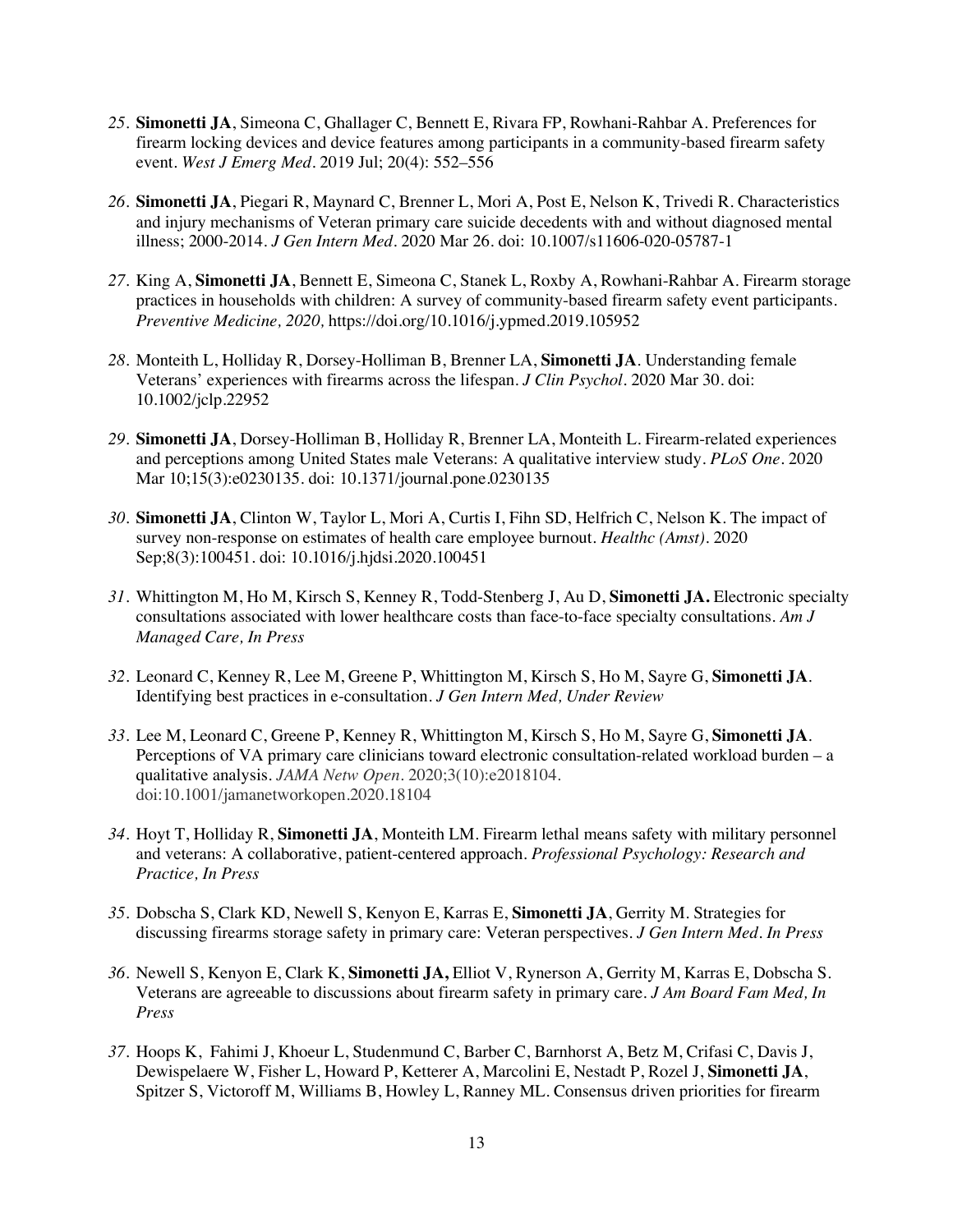25. **Simonetti JA**, Simeona C, Ghallager C, Bennett E, Rivara FP, Rowhani-Rahbar A. Preferences for firearm locking devices and device features among participants in a community-based firearm safety event. *West J Emerg Med*. 2019 Jul; 20(4): 552–556

26. **Simonetti JA**, Piegari R, Maynard C, Brenner L, Mori A, Post E, Nelson K, Trivedi R. Characteristics and injury mechanisms of Veteran primary care suicide decedents with and without diagnosed mental illness; 2000-2014. *J Gen Intern Med*. 2020 Mar 26. doi: 10.1007/s11606-020-05787-1

27. King A, **Simonetti JA**, Bennett E, Simeona C, Stanek L, Roxby A, Rowhani-Rahbar A. Firearm storage practices in households with children: A survey of community-based firearm safety event participants. *Preventive Medicine, 2020,* https://doi.org/10.1016/j.ypmed.2019.105952

28. Monteith L, Holliday R, Dorsey-Holliman B, Brenner LA, **Simonetti JA**. Understanding female Veterans' experiences with firearms across the lifespan. *J Clin Psychol*. 2020 Mar 30. doi: 10.1002/jclp.22952

29. **Simonetti JA**, Dorsey-Holliman B, Holliday R, Brenner LA, Monteith L. Firearm-related experiences and perceptions among United States male Veterans: A qualitative interview study. *PLoS One*. 2020 Mar 10;15(3):e0230135. doi: 10.1371/journal.pone.0230135

30. **Simonetti JA**, Clinton W, Taylor L, Mori A, Curtis I, Fihn SD, Helfrich C, Nelson K. The impact of survey non-response on estimates of health care employee burnout. *Healthc (Amst)*. 2020 Sep;8(3):100451. doi: 10.1016/j.hjdsi.2020.100451

31. Whittington M, Ho M, Kirsch S, Kenney R, Todd-Stenberg J, Au D, **Simonetti JA.** Electronic specialty consultations associated with lower healthcare costs than face-to-face specialty consultations. *Am J Managed Care, In Press*

32. Leonard C, Kenney R, Lee M, Greene P, Whittington M, Kirsch S, Ho M, Sayre G, **Simonetti JA**. Identifying best practices in e-consultation. *J Gen Intern Med, Under Review*

33. Lee M, Leonard C, Greene P, Kenney R, Whittington M, Kirsch S, Ho M, Sayre G, **Simonetti JA**. Perceptions of VA primary care clinicians toward electronic consultation-related workload burden – a qualitative analysis. *JAMA Netw Open*. 2020;3(10):e2018104. doi:10.1001/jamanetworkopen.2020.18104

34. Hoyt T, Holliday R, **Simonetti JA**, Monteith LM. Firearm lethal means safety with military personnel and veterans: A collaborative, patient-centered approach. *Professional Psychology: Research and Practice, In Press*

35. Dobscha S, Clark KD, Newell S, Kenyon E, Karras E, **Simonetti JA**, Gerrity M. Strategies for discussing firearms storage safety in primary care: Veteran perspectives. *J Gen Intern Med. In Press*

36. Newell S, Kenyon E, Clark K, **Simonetti JA,** Elliot V, Rynerson A, Gerrity M, Karras E, Dobscha S. Veterans are agreeable to discussions about firearm safety in primary care. *J Am Board Fam Med, In Press*

37. Hoops K, Fahimi J, Khoeur L, Studenmund C, Barber C, Barnhorst A, Betz M, Crifasi C, Davis J, Dewispelaere W, Fisher L, Howard P, Ketterer A, Marcolini E, Nestadt P, Rozel J, **Simonetti JA**, Spitzer S, Victoroff M, Williams B, Howley L, Ranney ML. Consensus driven priorities for firearm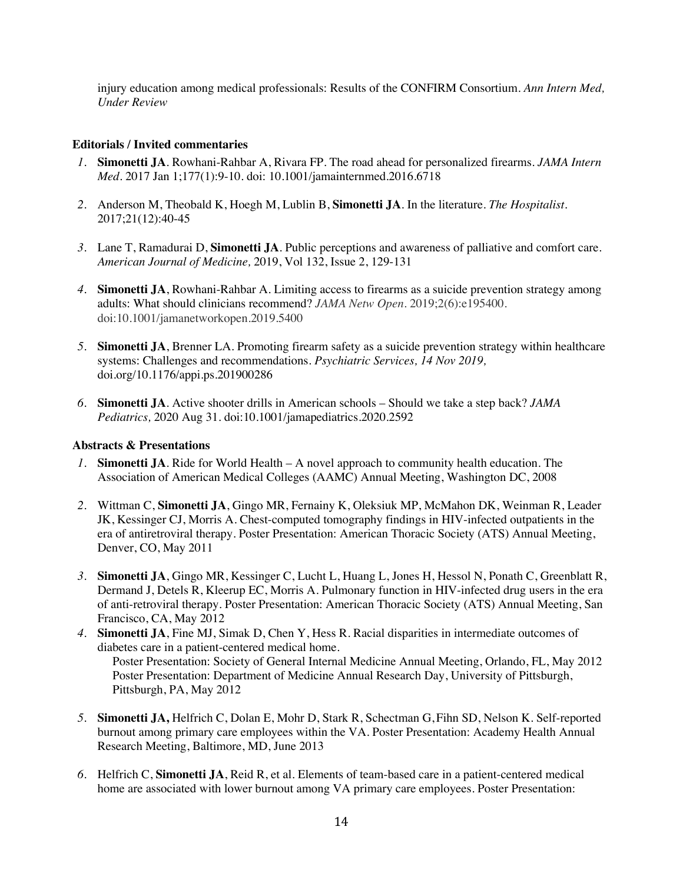injury education among medical professionals: Results of the CONFIRM Consortium. *Ann Intern Med, Under Review*

**Editorials / Invited commentaries**

1. **Simonetti JA**. Rowhani-Rahbar A, Rivara FP. The road ahead for personalized firearms. *JAMA Intern Med*. 2017 Jan 1;177(1):9-10. doi: 10.1001/jamainternmed.2016.6718

2. Anderson M, Theobald K, Hoegh M, Lublin B, **Simonetti JA**. In the literature. *The Hospitalist*. 2017;21(12):40-45

3. Lane T, Ramadurai D, **Simonetti JA**. Public perceptions and awareness of palliative and comfort care. *American Journal of Medicine,* 2019, Vol 132, Issue 2, 129-131

4. **Simonetti JA**, Rowhani-Rahbar A. Limiting access to firearms as a suicide prevention strategy among adults: What should clinicians recommend? *JAMA Netw Open*. 2019;2(6):e195400. doi:10.1001/jamanetworkopen.2019.5400

5. **Simonetti JA**, Brenner LA. Promoting firearm safety as a suicide prevention strategy within healthcare systems: Challenges and recommendations. *Psychiatric Services, 14 Nov 2019,* doi.org/10.1176/appi.ps.201900286

6. **Simonetti JA**. Active shooter drills in American schools – Should we take a step back? *JAMA Pediatrics,* 2020 Aug 31. doi:10.1001/jamapediatrics.2020.2592

**Abstracts & Presentations**

1. **Simonetti JA**. Ride for World Health – A novel approach to community health education. The Association of American Medical Colleges (AAMC) Annual Meeting, Washington DC, 2008

2. Wittman C, **Simonetti JA**, Gingo MR, Fernainy K, Oleksiuk MP, McMahon DK, Weinman R, Leader JK, Kessinger CJ, Morris A. Chest-computed tomography findings in HIV-infected outpatients in the era of antiretroviral therapy. Poster Presentation: American Thoracic Society (ATS) Annual Meeting, Denver, CO, May 2011

3. **Simonetti JA**, Gingo MR, Kessinger C, Lucht L, Huang L, Jones H, Hessol N, Ponath C, Greenblatt R, Dermand J, Detels R, Kleerup EC, Morris A. Pulmonary function in HIV-infected drug users in the era of anti-retroviral therapy. Poster Presentation: American Thoracic Society (ATS) Annual Meeting, San Francisco, CA, May 2012

4. **Simonetti JA**, Fine MJ, Simak D, Chen Y, Hess R. Racial disparities in intermediate outcomes of diabetes care in a patient-centered medical home.
   Poster Presentation: Society of General Internal Medicine Annual Meeting, Orlando, FL, May 2012
   Poster Presentation: Department of Medicine Annual Research Day, University of Pittsburgh, Pittsburgh, PA, May 2012

5. **Simonetti JA,** Helfrich C, Dolan E, Mohr D, Stark R, Schectman G, Fihn SD, Nelson K. Self-reported burnout among primary care employees within the VA. Poster Presentation: Academy Health Annual Research Meeting, Baltimore, MD, June 2013

6. Helfrich C, **Simonetti JA**, Reid R, et al. Elements of team-based care in a patient-centered medical home are associated with lower burnout among VA primary care employees. Poster Presentation: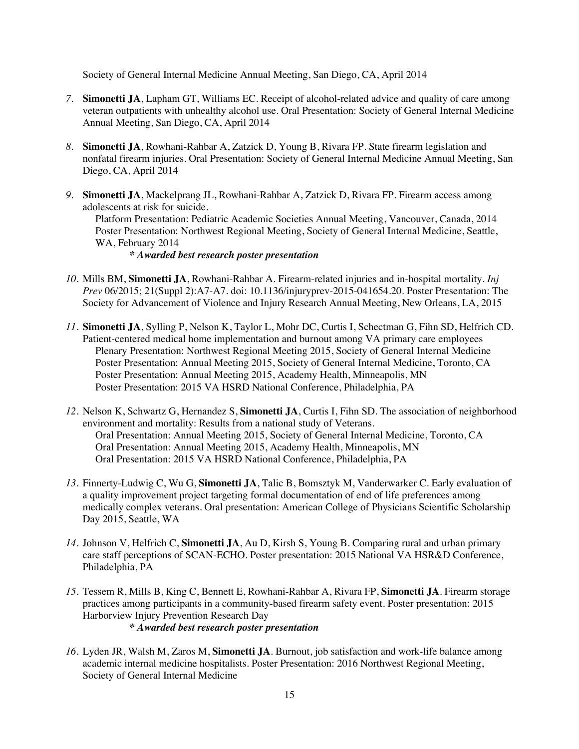Society of General Internal Medicine Annual Meeting, San Diego, CA, April 2014

*7.* **Simonetti JA**, Lapham GT, Williams EC. Receipt of alcohol-related advice and quality of care among veteran outpatients with unhealthy alcohol use. Oral Presentation: Society of General Internal Medicine Annual Meeting, San Diego, CA, April 2014

*8.* **Simonetti JA**, Rowhani-Rahbar A, Zatzick D, Young B, Rivara FP. State firearm legislation and nonfatal firearm injuries. Oral Presentation: Society of General Internal Medicine Annual Meeting, San Diego, CA, April 2014

*9.* **Simonetti JA**, Mackelprang JL, Rowhani-Rahbar A, Zatzick D, Rivara FP. Firearm access among adolescents at risk for suicide.
   Platform Presentation: Pediatric Academic Societies Annual Meeting, Vancouver, Canada, 2014
   Poster Presentation: Northwest Regional Meeting, Society of General Internal Medicine, Seattle, WA, February 2014
   ***\* Awarded best research poster presentation***

*10.* Mills BM, **Simonetti JA**, Rowhani-Rahbar A. Firearm-related injuries and in-hospital mortality. *Inj Prev* 06/2015; 21(Suppl 2):A7-A7. doi: 10.1136/injuryprev-2015-041654.20. Poster Presentation: The Society for Advancement of Violence and Injury Research Annual Meeting, New Orleans, LA, 2015

*11.* **Simonetti JA**, Sylling P, Nelson K, Taylor L, Mohr DC, Curtis I, Schectman G, Fihn SD, Helfrich CD. Patient-centered medical home implementation and burnout among VA primary care employees
   Plenary Presentation: Northwest Regional Meeting 2015, Society of General Internal Medicine
   Poster Presentation: Annual Meeting 2015, Society of General Internal Medicine, Toronto, CA
   Poster Presentation: Annual Meeting 2015, Academy Health, Minneapolis, MN
   Poster Presentation: 2015 VA HSRD National Conference, Philadelphia, PA

*12.* Nelson K, Schwartz G, Hernandez S, **Simonetti JA**, Curtis I, Fihn SD. The association of neighborhood environment and mortality: Results from a national study of Veterans.
   Oral Presentation: Annual Meeting 2015, Society of General Internal Medicine, Toronto, CA
   Oral Presentation: Annual Meeting 2015, Academy Health, Minneapolis, MN
   Oral Presentation: 2015 VA HSRD National Conference, Philadelphia, PA

*13.* Finnerty-Ludwig C, Wu G, **Simonetti JA**, Talic B, Bomsztyk M, Vanderwarker C. Early evaluation of a quality improvement project targeting formal documentation of end of life preferences among medically complex veterans. Oral presentation: American College of Physicians Scientific Scholarship Day 2015, Seattle, WA

*14.* Johnson V, Helfrich C, **Simonetti JA**, Au D, Kirsh S, Young B. Comparing rural and urban primary care staff perceptions of SCAN-ECHO. Poster presentation: 2015 National VA HSR&D Conference, Philadelphia, PA

*15.* Tessem R, Mills B, King C, Bennett E, Rowhani-Rahbar A, Rivara FP, **Simonetti JA**. Firearm storage practices among participants in a community-based firearm safety event. Poster presentation: 2015 Harborview Injury Prevention Research Day
   ***\* Awarded best research poster presentation***

*16.* Lyden JR, Walsh M, Zaros M, **Simonetti JA**. Burnout, job satisfaction and work-life balance among academic internal medicine hospitalists. Poster Presentation: 2016 Northwest Regional Meeting, Society of General Internal Medicine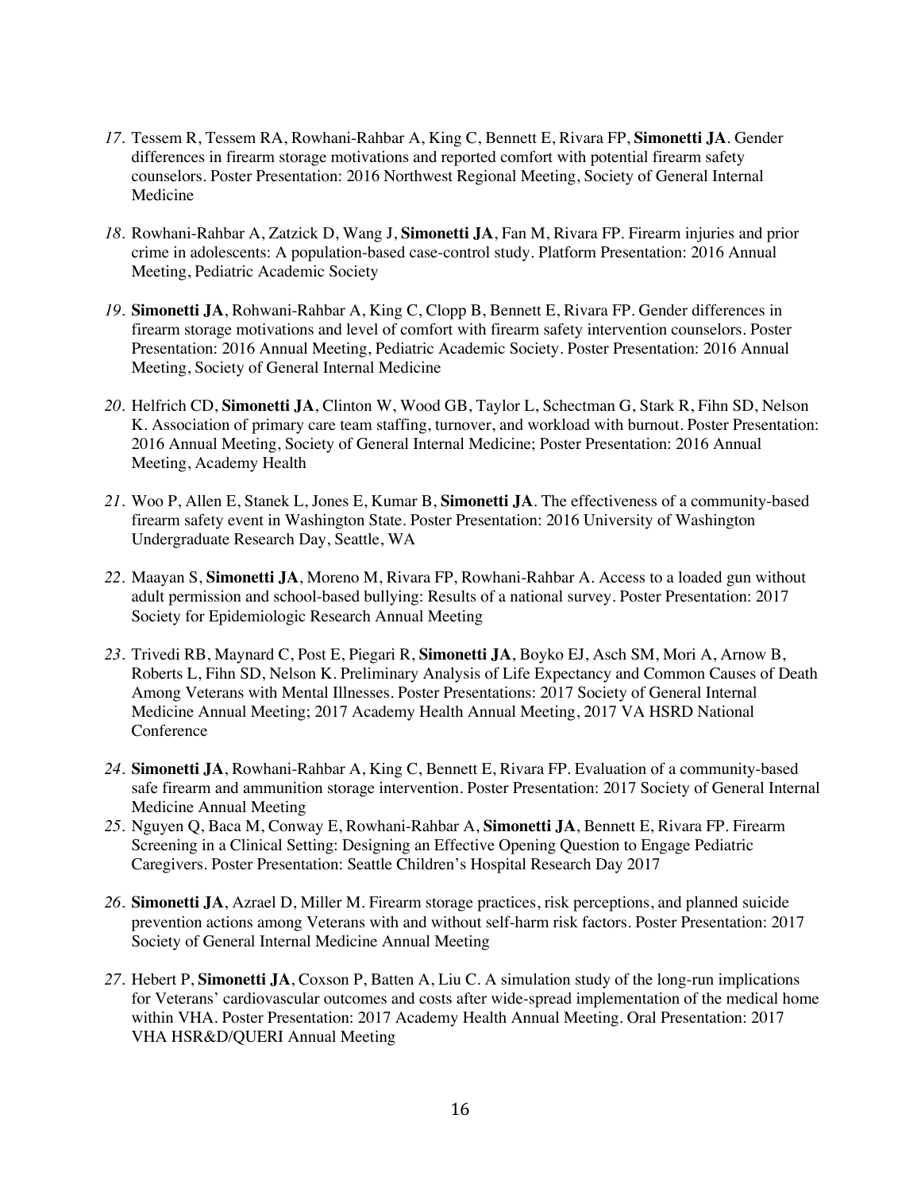17. Tessem R, Tessem RA, Rowhani-Rahbar A, King C, Bennett E, Rivara FP, **Simonetti JA**. Gender differences in firearm storage motivations and reported comfort with potential firearm safety counselors. Poster Presentation: 2016 Northwest Regional Meeting, Society of General Internal Medicine

18. Rowhani-Rahbar A, Zatzick D, Wang J, **Simonetti JA**, Fan M, Rivara FP. Firearm injuries and prior crime in adolescents: A population-based case-control study. Platform Presentation: 2016 Annual Meeting, Pediatric Academic Society

19. **Simonetti JA**, Rohwani-Rahbar A, King C, Clopp B, Bennett E, Rivara FP. Gender differences in firearm storage motivations and level of comfort with firearm safety intervention counselors. Poster Presentation: 2016 Annual Meeting, Pediatric Academic Society. Poster Presentation: 2016 Annual Meeting, Society of General Internal Medicine

20. Helfrich CD, **Simonetti JA**, Clinton W, Wood GB, Taylor L, Schectman G, Stark R, Fihn SD, Nelson K. Association of primary care team staffing, turnover, and workload with burnout. Poster Presentation: 2016 Annual Meeting, Society of General Internal Medicine; Poster Presentation: 2016 Annual Meeting, Academy Health

21. Woo P, Allen E, Stanek L, Jones E, Kumar B, **Simonetti JA**. The effectiveness of a community-based firearm safety event in Washington State. Poster Presentation: 2016 University of Washington Undergraduate Research Day, Seattle, WA

22. Maayan S, **Simonetti JA**, Moreno M, Rivara FP, Rowhani-Rahbar A. Access to a loaded gun without adult permission and school-based bullying: Results of a national survey. Poster Presentation: 2017 Society for Epidemiologic Research Annual Meeting

23. Trivedi RB, Maynard C, Post E, Piegari R, **Simonetti JA**, Boyko EJ, Asch SM, Mori A, Arnow B, Roberts L, Fihn SD, Nelson K. Preliminary Analysis of Life Expectancy and Common Causes of Death Among Veterans with Mental Illnesses. Poster Presentations: 2017 Society of General Internal Medicine Annual Meeting; 2017 Academy Health Annual Meeting, 2017 VA HSRD National Conference

24. **Simonetti JA**, Rowhani-Rahbar A, King C, Bennett E, Rivara FP. Evaluation of a community-based safe firearm and ammunition storage intervention. Poster Presentation: 2017 Society of General Internal Medicine Annual Meeting

25. Nguyen Q, Baca M, Conway E, Rowhani-Rahbar A, **Simonetti JA**, Bennett E, Rivara FP. Firearm Screening in a Clinical Setting: Designing an Effective Opening Question to Engage Pediatric Caregivers. Poster Presentation: Seattle Children's Hospital Research Day 2017

26. **Simonetti JA**, Azrael D, Miller M. Firearm storage practices, risk perceptions, and planned suicide prevention actions among Veterans with and without self-harm risk factors. Poster Presentation: 2017 Society of General Internal Medicine Annual Meeting

27. Hebert P, **Simonetti JA**, Coxson P, Batten A, Liu C. A simulation study of the long-run implications for Veterans' cardiovascular outcomes and costs after wide-spread implementation of the medical home within VHA. Poster Presentation: 2017 Academy Health Annual Meeting. Oral Presentation: 2017 VHA HSR&D/QUERI Annual Meeting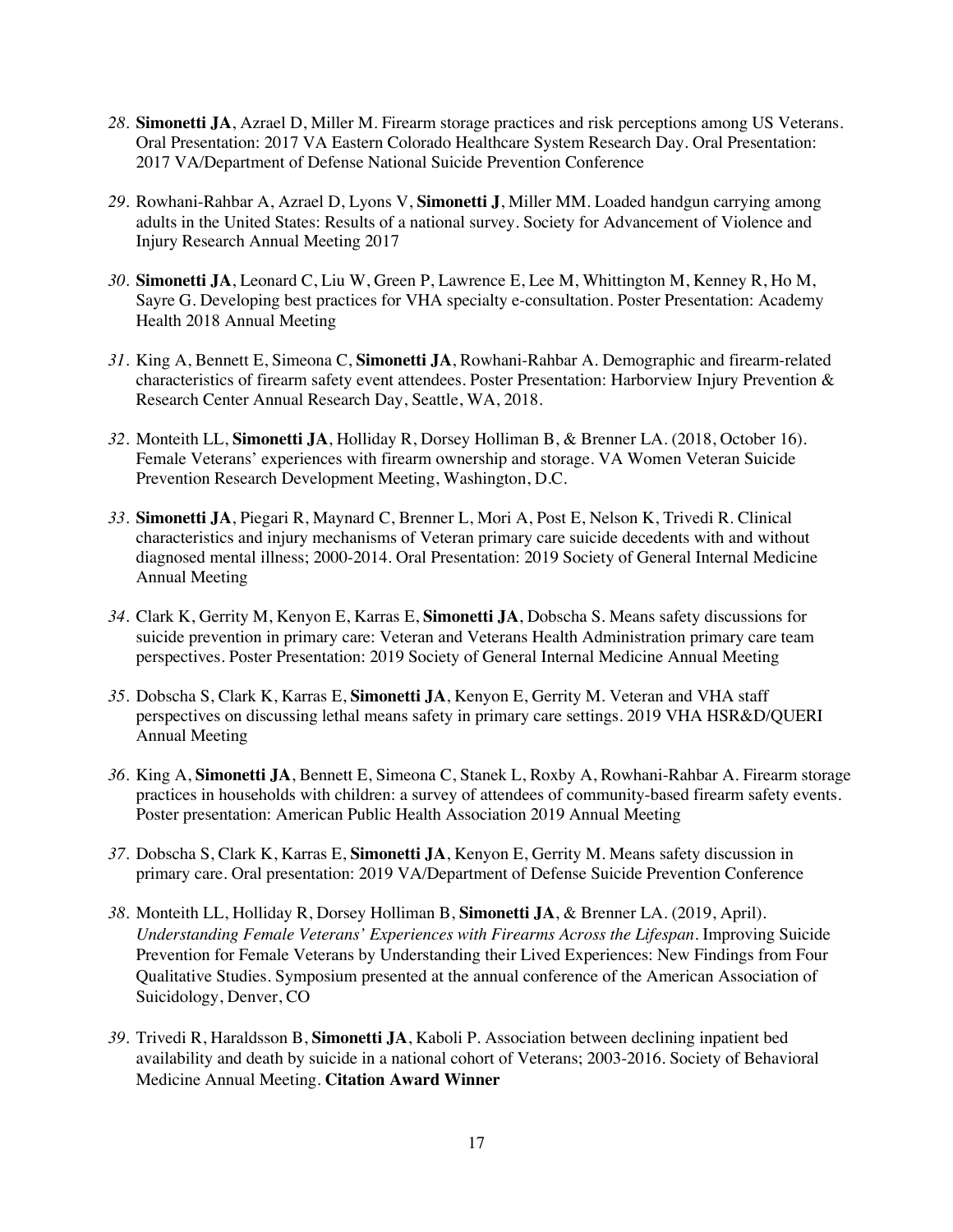28. **Simonetti JA**, Azrael D, Miller M. Firearm storage practices and risk perceptions among US Veterans. Oral Presentation: 2017 VA Eastern Colorado Healthcare System Research Day. Oral Presentation: 2017 VA/Department of Defense National Suicide Prevention Conference

29. Rowhani-Rahbar A, Azrael D, Lyons V, **Simonetti J**, Miller MM. Loaded handgun carrying among adults in the United States: Results of a national survey. Society for Advancement of Violence and Injury Research Annual Meeting 2017

30. **Simonetti JA**, Leonard C, Liu W, Green P, Lawrence E, Lee M, Whittington M, Kenney R, Ho M, Sayre G. Developing best practices for VHA specialty e-consultation. Poster Presentation: Academy Health 2018 Annual Meeting

31. King A, Bennett E, Simeona C, **Simonetti JA**, Rowhani-Rahbar A. Demographic and firearm-related characteristics of firearm safety event attendees. Poster Presentation: Harborview Injury Prevention & Research Center Annual Research Day, Seattle, WA, 2018.

32. Monteith LL, **Simonetti JA**, Holliday R, Dorsey Holliman B, & Brenner LA. (2018, October 16). Female Veterans' experiences with firearm ownership and storage. VA Women Veteran Suicide Prevention Research Development Meeting, Washington, D.C.

33. **Simonetti JA**, Piegari R, Maynard C, Brenner L, Mori A, Post E, Nelson K, Trivedi R. Clinical characteristics and injury mechanisms of Veteran primary care suicide decedents with and without diagnosed mental illness; 2000-2014. Oral Presentation: 2019 Society of General Internal Medicine Annual Meeting

34. Clark K, Gerrity M, Kenyon E, Karras E, **Simonetti JA**, Dobscha S. Means safety discussions for suicide prevention in primary care: Veteran and Veterans Health Administration primary care team perspectives. Poster Presentation: 2019 Society of General Internal Medicine Annual Meeting

35. Dobscha S, Clark K, Karras E, **Simonetti JA**, Kenyon E, Gerrity M. Veteran and VHA staff perspectives on discussing lethal means safety in primary care settings. 2019 VHA HSR&D/QUERI Annual Meeting

36. King A, **Simonetti JA**, Bennett E, Simeona C, Stanek L, Roxby A, Rowhani-Rahbar A. Firearm storage practices in households with children: a survey of attendees of community-based firearm safety events. Poster presentation: American Public Health Association 2019 Annual Meeting

37. Dobscha S, Clark K, Karras E, **Simonetti JA**, Kenyon E, Gerrity M. Means safety discussion in primary care. Oral presentation: 2019 VA/Department of Defense Suicide Prevention Conference

38. Monteith LL, Holliday R, Dorsey Holliman B, **Simonetti JA**, & Brenner LA. (2019, April). *Understanding Female Veterans' Experiences with Firearms Across the Lifespan*. Improving Suicide Prevention for Female Veterans by Understanding their Lived Experiences: New Findings from Four Qualitative Studies. Symposium presented at the annual conference of the American Association of Suicidology, Denver, CO

39. Trivedi R, Haraldsson B, **Simonetti JA**, Kaboli P. Association between declining inpatient bed availability and death by suicide in a national cohort of Veterans; 2003-2016. Society of Behavioral Medicine Annual Meeting. **Citation Award Winner**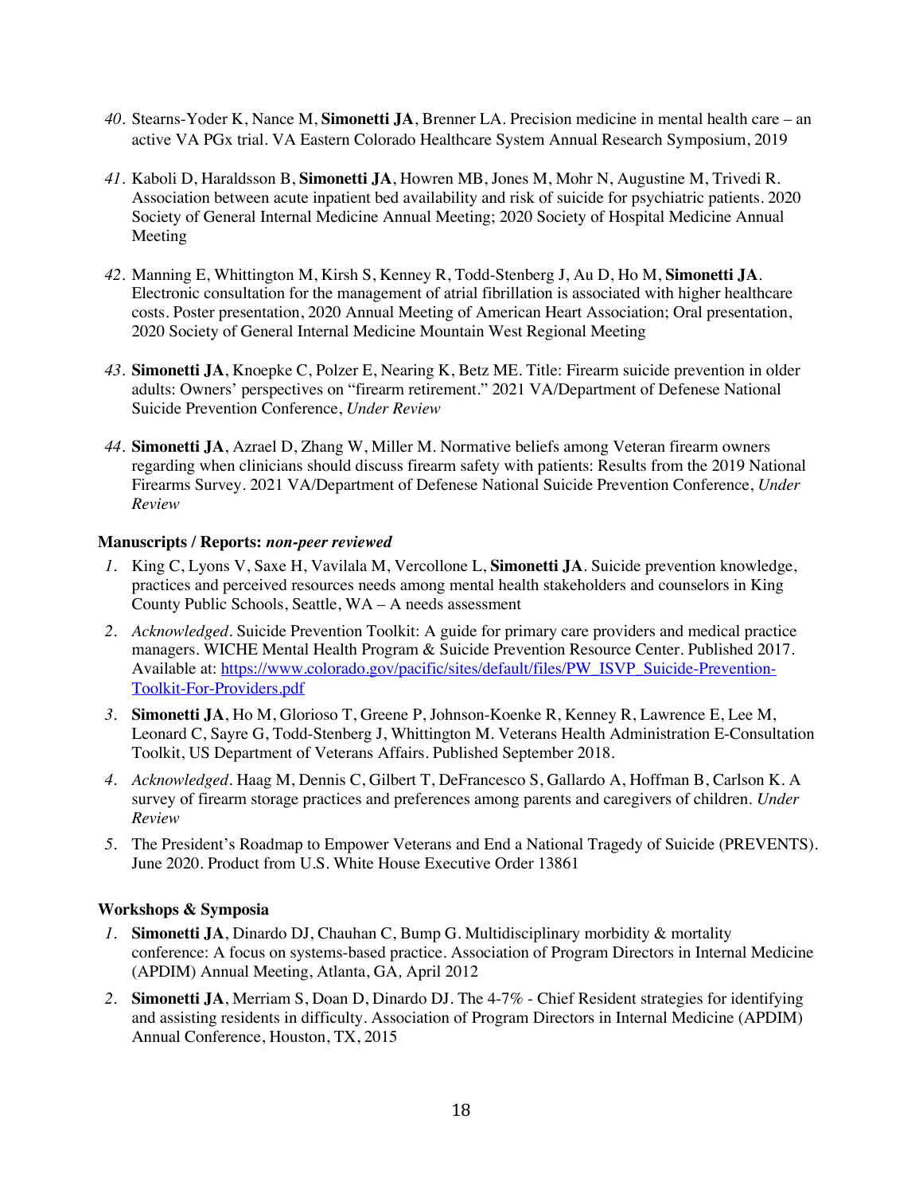40. Stearns-Yoder K, Nance M, **Simonetti JA**, Brenner LA. Precision medicine in mental health care – an active VA PGx trial. VA Eastern Colorado Healthcare System Annual Research Symposium, 2019

41. Kaboli D, Haraldsson B, **Simonetti JA**, Howren MB, Jones M, Mohr N, Augustine M, Trivedi R. Association between acute inpatient bed availability and risk of suicide for psychiatric patients. 2020 Society of General Internal Medicine Annual Meeting; 2020 Society of Hospital Medicine Annual Meeting

42. Manning E, Whittington M, Kirsh S, Kenney R, Todd-Stenberg J, Au D, Ho M, **Simonetti JA**. Electronic consultation for the management of atrial fibrillation is associated with higher healthcare costs. Poster presentation, 2020 Annual Meeting of American Heart Association; Oral presentation, 2020 Society of General Internal Medicine Mountain West Regional Meeting

43. **Simonetti JA**, Knoepke C, Polzer E, Nearing K, Betz ME. Title: Firearm suicide prevention in older adults: Owners' perspectives on "firearm retirement." 2021 VA/Department of Defenese National Suicide Prevention Conference, *Under Review*

44. **Simonetti JA**, Azrael D, Zhang W, Miller M. Normative beliefs among Veteran firearm owners regarding when clinicians should discuss firearm safety with patients: Results from the 2019 National Firearms Survey. 2021 VA/Department of Defenese National Suicide Prevention Conference, *Under Review*

**Manuscripts / Reports: *non-peer reviewed***

1. King C, Lyons V, Saxe H, Vavilala M, Vercollone L, **Simonetti JA**. Suicide prevention knowledge, practices and perceived resources needs among mental health stakeholders and counselors in King County Public Schools, Seattle, WA – A needs assessment
2. *Acknowledged*. Suicide Prevention Toolkit: A guide for primary care providers and medical practice managers. WICHE Mental Health Program & Suicide Prevention Resource Center. Published 2017. Available at: [https://www.colorado.gov/pacific/sites/default/files/PW_ISVP_Suicide-Prevention-Toolkit-For-Providers.pdf](https://www.colorado.gov/pacific/sites/default/files/PW_ISVP_Suicide-Prevention-Toolkit-For-Providers.pdf)
3. **Simonetti JA**, Ho M, Glorioso T, Greene P, Johnson-Koenke R, Kenney R, Lawrence E, Lee M, Leonard C, Sayre G, Todd-Stenberg J, Whittington M. Veterans Health Administration E-Consultation Toolkit, US Department of Veterans Affairs. Published September 2018.
4. *Acknowledged*. Haag M, Dennis C, Gilbert T, DeFrancesco S, Gallardo A, Hoffman B, Carlson K. A survey of firearm storage practices and preferences among parents and caregivers of children. *Under Review*
5. The President's Roadmap to Empower Veterans and End a National Tragedy of Suicide (PREVENTS). June 2020. Product from U.S. White House Executive Order 13861

**Workshops & Symposia**

1. **Simonetti JA**, Dinardo DJ, Chauhan C, Bump G. Multidisciplinary morbidity & mortality conference: A focus on systems-based practice. Association of Program Directors in Internal Medicine (APDIM) Annual Meeting, Atlanta, GA, April 2012
2. **Simonetti JA**, Merriam S, Doan D, Dinardo DJ. The 4-7% - Chief Resident strategies for identifying and assisting residents in difficulty. Association of Program Directors in Internal Medicine (APDIM) Annual Conference, Houston, TX, 2015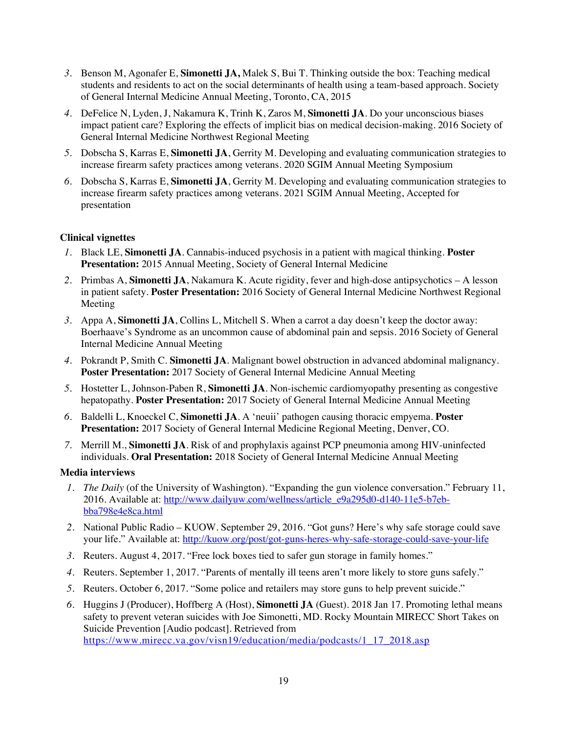3. Benson M, Agonafer E, **Simonetti JA,** Malek S, Bui T. Thinking outside the box: Teaching medical students and residents to act on the social determinants of health using a team-based approach. Society of General Internal Medicine Annual Meeting, Toronto, CA, 2015
4. DeFelice N, Lyden, J, Nakamura K, Trinh K, Zaros M, **Simonetti JA**. Do your unconscious biases impact patient care? Exploring the effects of implicit bias on medical decision-making. 2016 Society of General Internal Medicine Northwest Regional Meeting
5. Dobscha S, Karras E, **Simonetti JA**, Gerrity M. Developing and evaluating communication strategies to increase firearm safety practices among veterans. 2020 SGIM Annual Meeting Symposium
6. Dobscha S, Karras E, **Simonetti JA**, Gerrity M. Developing and evaluating communication strategies to increase firearm safety practices among veterans. 2021 SGIM Annual Meeting, Accepted for presentation

**Clinical vignettes**

1. Black LE, **Simonetti JA**. Cannabis-induced psychosis in a patient with magical thinking. **Poster Presentation:** 2015 Annual Meeting, Society of General Internal Medicine
2. Primbas A, **Simonetti JA**, Nakamura K. Acute rigidity, fever and high-dose antipsychotics – A lesson in patient safety. **Poster Presentation:** 2016 Society of General Internal Medicine Northwest Regional Meeting
3. Appa A, **Simonetti JA**, Collins L, Mitchell S. When a carrot a day doesn't keep the doctor away: Boerhaave's Syndrome as an uncommon cause of abdominal pain and sepsis. 2016 Society of General Internal Medicine Annual Meeting
4. Pokrandt P, Smith C. **Simonetti JA**. Malignant bowel obstruction in advanced abdominal malignancy. **Poster Presentation:** 2017 Society of General Internal Medicine Annual Meeting
5. Hostetter L, Johnson-Paben R, **Simonetti JA**. Non-ischemic cardiomyopathy presenting as congestive hepatopathy. **Poster Presentation:** 2017 Society of General Internal Medicine Annual Meeting
6. Baldelli L, Knoeckel C, **Simonetti JA**. A 'neuii' pathogen causing thoracic empyema. **Poster Presentation:** 2017 Society of General Internal Medicine Regional Meeting, Denver, CO.
7. Merrill M., **Simonetti JA**. Risk of and prophylaxis against PCP pneumonia among HIV-uninfected individuals. **Oral Presentation:** 2018 Society of General Internal Medicine Annual Meeting

**Media interviews**

1. *The Daily* (of the University of Washington). "Expanding the gun violence conversation." February 11, 2016. Available at: http://www.dailyuw.com/wellness/article_e9a295d0-d140-11e5-b7eb-bba798e4e8ca.html
2. National Public Radio – KUOW. September 29, 2016. "Got guns? Here's why safe storage could save your life." Available at: http://kuow.org/post/got-guns-heres-why-safe-storage-could-save-your-life
3. Reuters. August 4, 2017. "Free lock boxes tied to safer gun storage in family homes."
4. Reuters. September 1, 2017. "Parents of mentally ill teens aren't more likely to store guns safely."
5. Reuters. October 6, 2017. "Some police and retailers may store guns to help prevent suicide."
6. Huggins J (Producer), Hoffberg A (Host), **Simonetti JA** (Guest). 2018 Jan 17. Promoting lethal means safety to prevent veteran suicides with Joe Simonetti, MD. Rocky Mountain MIRECC Short Takes on Suicide Prevention [Audio podcast]. Retrieved from https://www.mirecc.va.gov/visn19/education/media/podcasts/1_17_2018.asp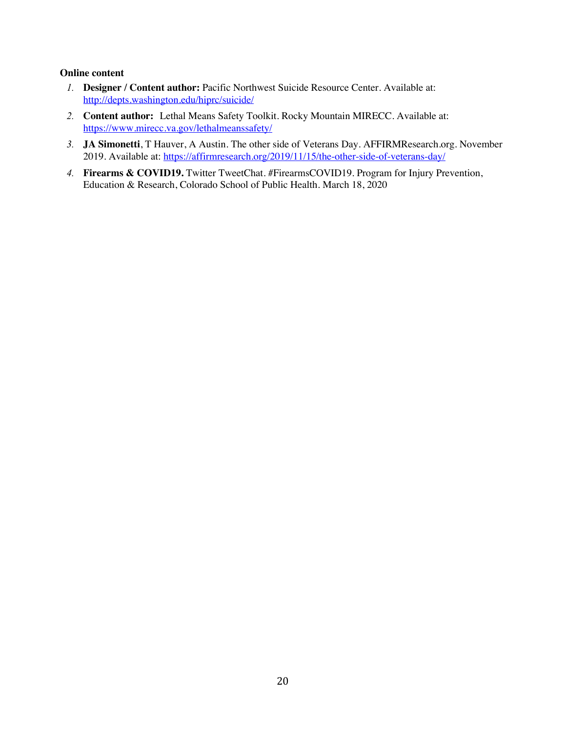**Online content**

1. **Designer / Content author:** Pacific Northwest Suicide Resource Center. Available at: http://depts.washington.edu/hiprc/suicide/
2. **Content author:** Lethal Means Safety Toolkit. Rocky Mountain MIRECC. Available at: https://www.mirecc.va.gov/lethalmeanssafety/
3. **JA Simonetti**, T Hauver, A Austin. The other side of Veterans Day. AFFIRMResearch.org. November 2019. Available at: https://affirmresearch.org/2019/11/15/the-other-side-of-veterans-day/
4. **Firearms & COVID19.** Twitter TweetChat. #FirearmsCOVID19. Program for Injury Prevention, Education & Research, Colorado School of Public Health. March 18, 2020